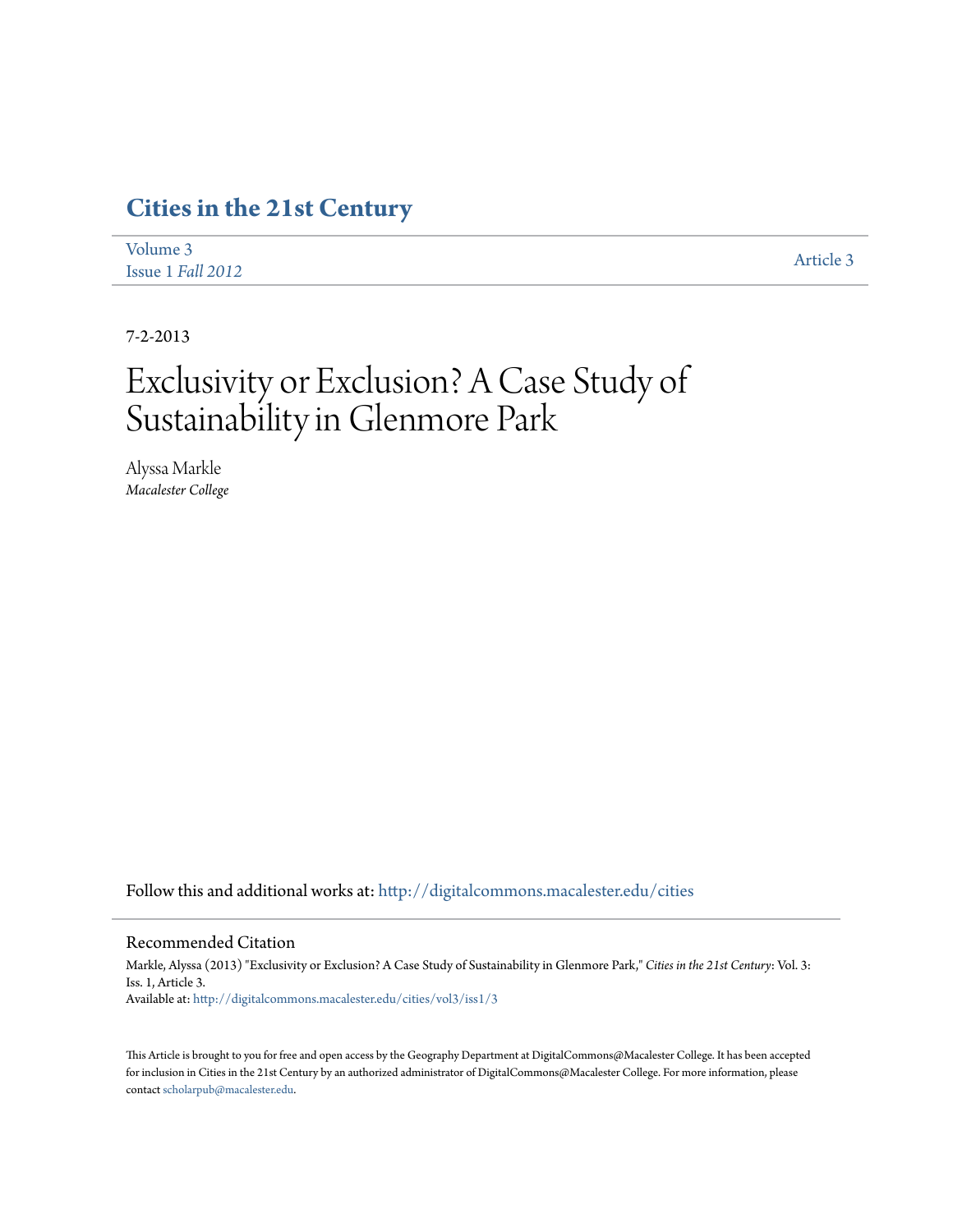# Cities in the 21st Century

Volume 3
Issue 1 *Fall 2012*

Article 3

7-2-2013

# Exclusivity or Exclusion? A Case Study of Sustainability in Glenmore Park

Alyssa Markle
*Macalester College*

Follow this and additional works at: http://digitalcommons.macalester.edu/cities

## Recommended Citation

Markle, Alyssa (2013) "Exclusivity or Exclusion? A Case Study of Sustainability in Glenmore Park," *Cities in the 21st Century*: Vol. 3: Iss. 1, Article 3.
Available at: http://digitalcommons.macalester.edu/cities/vol3/iss1/3

This Article is brought to you for free and open access by the Geography Department at DigitalCommons@Macalester College. It has been accepted for inclusion in Cities in the 21st Century by an authorized administrator of DigitalCommons@Macalester College. For more information, please contact scholarpub@macalester.edu.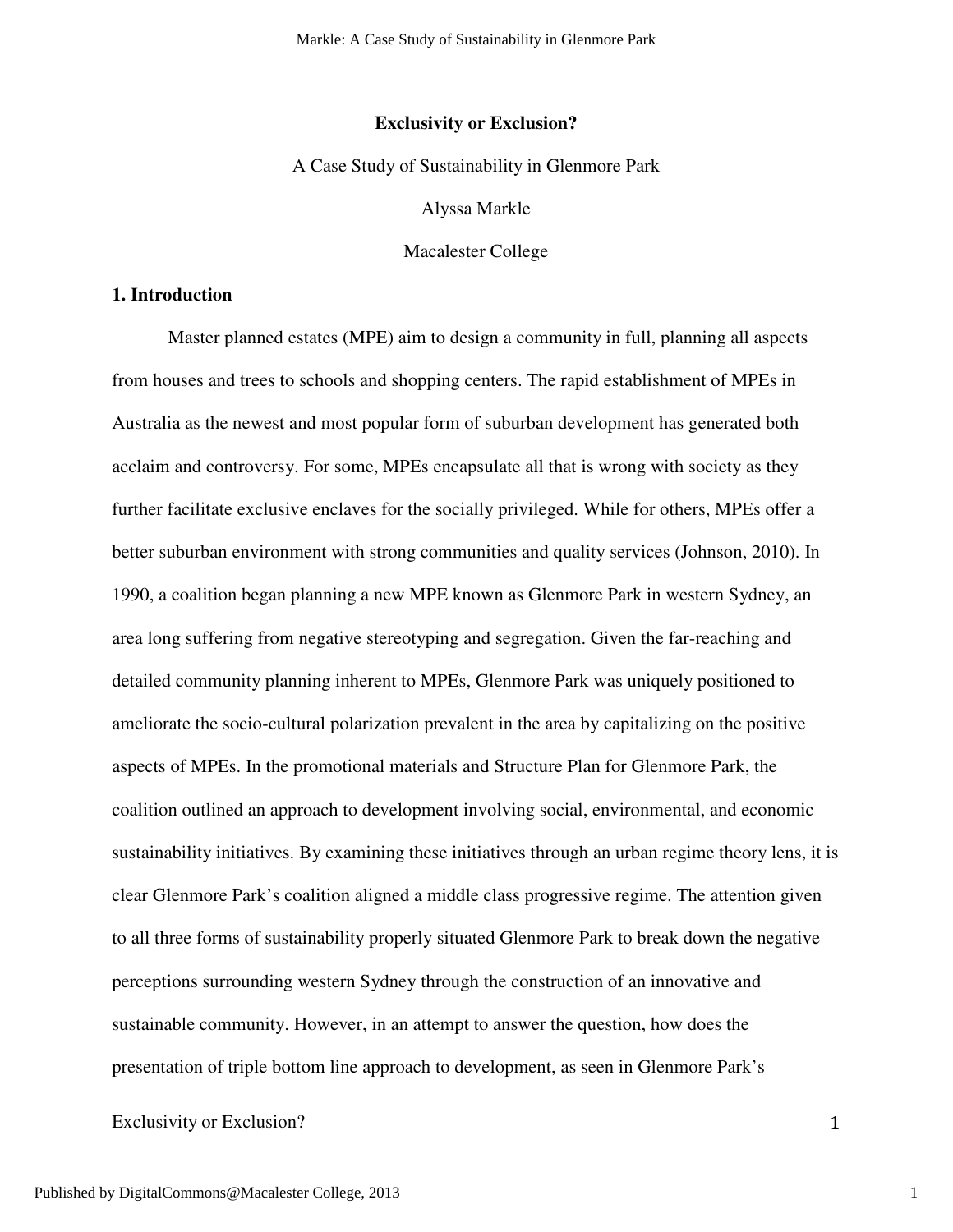**Exclusivity or Exclusion?**

A Case Study of Sustainability in Glenmore Park

Alyssa Markle

Macalester College

## 1. Introduction

Master planned estates (MPE) aim to design a community in full, planning all aspects from houses and trees to schools and shopping centers. The rapid establishment of MPEs in Australia as the newest and most popular form of suburban development has generated both acclaim and controversy. For some, MPEs encapsulate all that is wrong with society as they further facilitate exclusive enclaves for the socially privileged. While for others, MPEs offer a better suburban environment with strong communities and quality services (Johnson, 2010). In 1990, a coalition began planning a new MPE known as Glenmore Park in western Sydney, an area long suffering from negative stereotyping and segregation. Given the far-reaching and detailed community planning inherent to MPEs, Glenmore Park was uniquely positioned to ameliorate the socio-cultural polarization prevalent in the area by capitalizing on the positive aspects of MPEs. In the promotional materials and Structure Plan for Glenmore Park, the coalition outlined an approach to development involving social, environmental, and economic sustainability initiatives. By examining these initiatives through an urban regime theory lens, it is clear Glenmore Park's coalition aligned a middle class progressive regime. The attention given to all three forms of sustainability properly situated Glenmore Park to break down the negative perceptions surrounding western Sydney through the construction of an innovative and sustainable community. However, in an attempt to answer the question, how does the presentation of triple bottom line approach to development, as seen in Glenmore Park's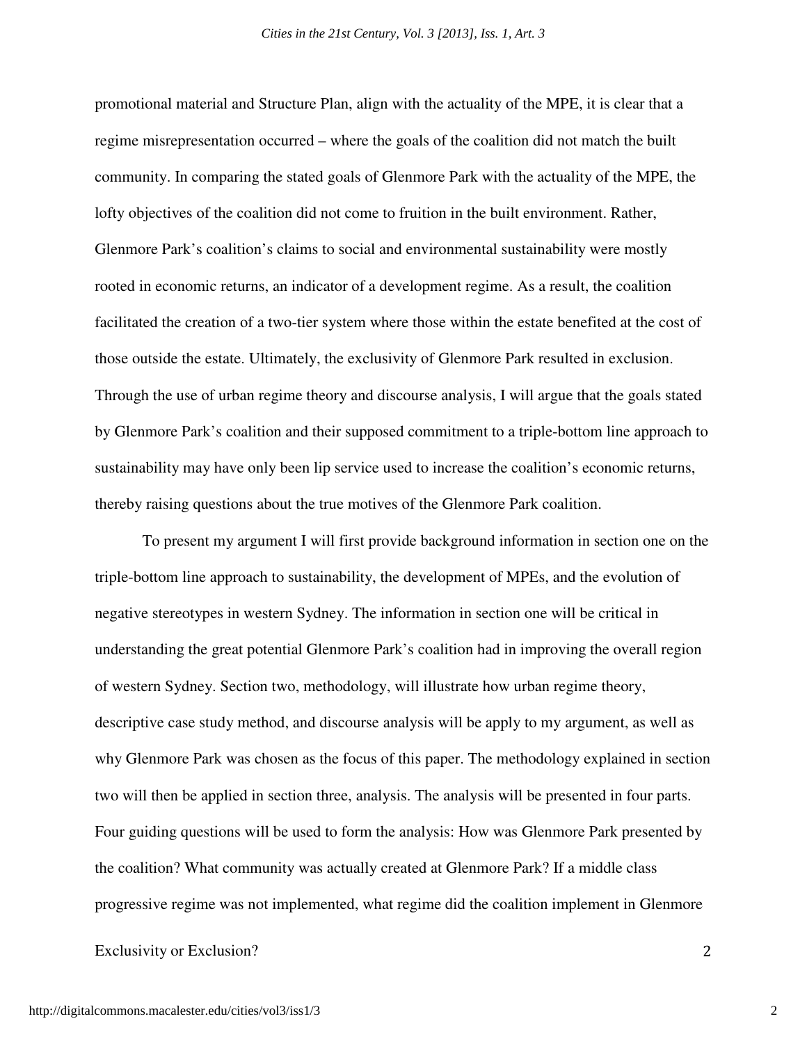promotional material and Structure Plan, align with the actuality of the MPE, it is clear that a regime misrepresentation occurred – where the goals of the coalition did not match the built community. In comparing the stated goals of Glenmore Park with the actuality of the MPE, the lofty objectives of the coalition did not come to fruition in the built environment. Rather, Glenmore Park's coalition's claims to social and environmental sustainability were mostly rooted in economic returns, an indicator of a development regime. As a result, the coalition facilitated the creation of a two-tier system where those within the estate benefited at the cost of those outside the estate. Ultimately, the exclusivity of Glenmore Park resulted in exclusion. Through the use of urban regime theory and discourse analysis, I will argue that the goals stated by Glenmore Park's coalition and their supposed commitment to a triple-bottom line approach to sustainability may have only been lip service used to increase the coalition's economic returns, thereby raising questions about the true motives of the Glenmore Park coalition.

To present my argument I will first provide background information in section one on the triple-bottom line approach to sustainability, the development of MPEs, and the evolution of negative stereotypes in western Sydney. The information in section one will be critical in understanding the great potential Glenmore Park's coalition had in improving the overall region of western Sydney. Section two, methodology, will illustrate how urban regime theory, descriptive case study method, and discourse analysis will be apply to my argument, as well as why Glenmore Park was chosen as the focus of this paper. The methodology explained in section two will then be applied in section three, analysis. The analysis will be presented in four parts. Four guiding questions will be used to form the analysis: How was Glenmore Park presented by the coalition? What community was actually created at Glenmore Park? If a middle class progressive regime was not implemented, what regime did the coalition implement in Glenmore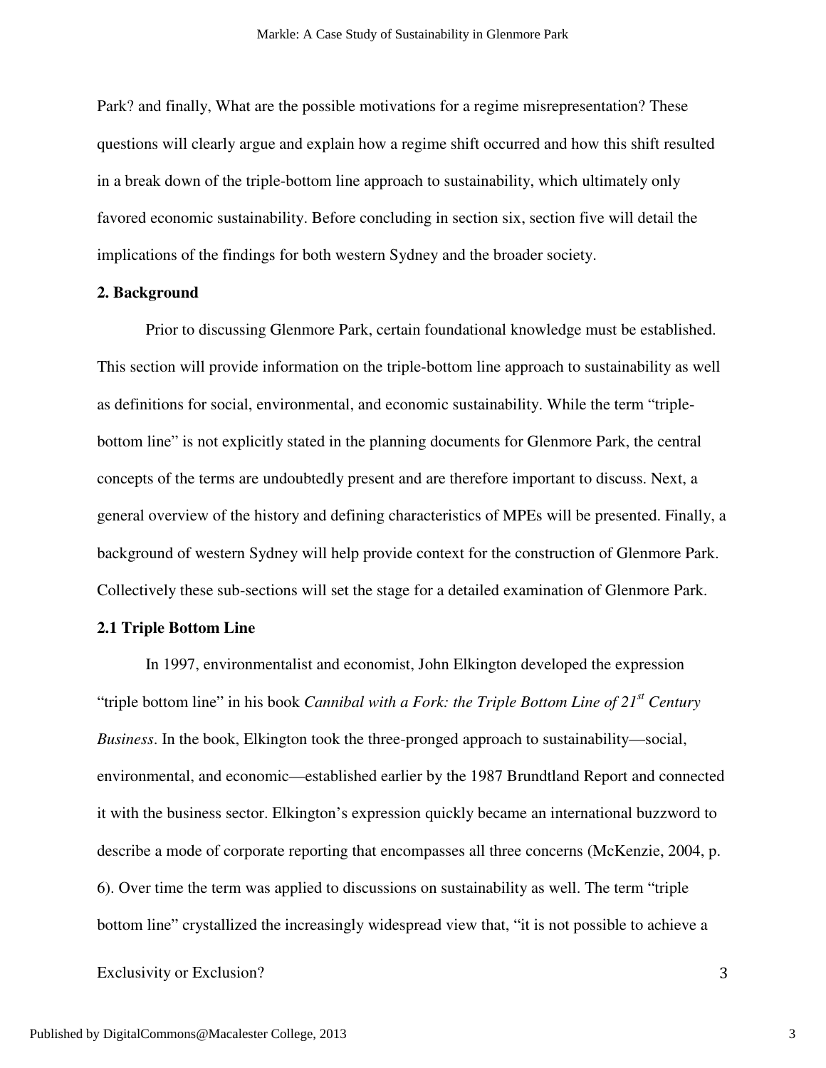Park? and finally, What are the possible motivations for a regime misrepresentation? These questions will clearly argue and explain how a regime shift occurred and how this shift resulted in a break down of the triple-bottom line approach to sustainability, which ultimately only favored economic sustainability. Before concluding in section six, section five will detail the implications of the findings for both western Sydney and the broader society.

## 2. Background

Prior to discussing Glenmore Park, certain foundational knowledge must be established. This section will provide information on the triple-bottom line approach to sustainability as well as definitions for social, environmental, and economic sustainability. While the term "triple-bottom line" is not explicitly stated in the planning documents for Glenmore Park, the central concepts of the terms are undoubtedly present and are therefore important to discuss. Next, a general overview of the history and defining characteristics of MPEs will be presented. Finally, a background of western Sydney will help provide context for the construction of Glenmore Park. Collectively these sub-sections will set the stage for a detailed examination of Glenmore Park.

### 2.1 Triple Bottom Line

In 1997, environmentalist and economist, John Elkington developed the expression "triple bottom line" in his book *Cannibal with a Fork: the Triple Bottom Line of 21st Century Business*. In the book, Elkington took the three-pronged approach to sustainability—social, environmental, and economic—established earlier by the 1987 Brundtland Report and connected it with the business sector. Elkington's expression quickly became an international buzzword to describe a mode of corporate reporting that encompasses all three concerns (McKenzie, 2004, p. 6). Over time the term was applied to discussions on sustainability as well. The term "triple bottom line" crystallized the increasingly widespread view that, "it is not possible to achieve a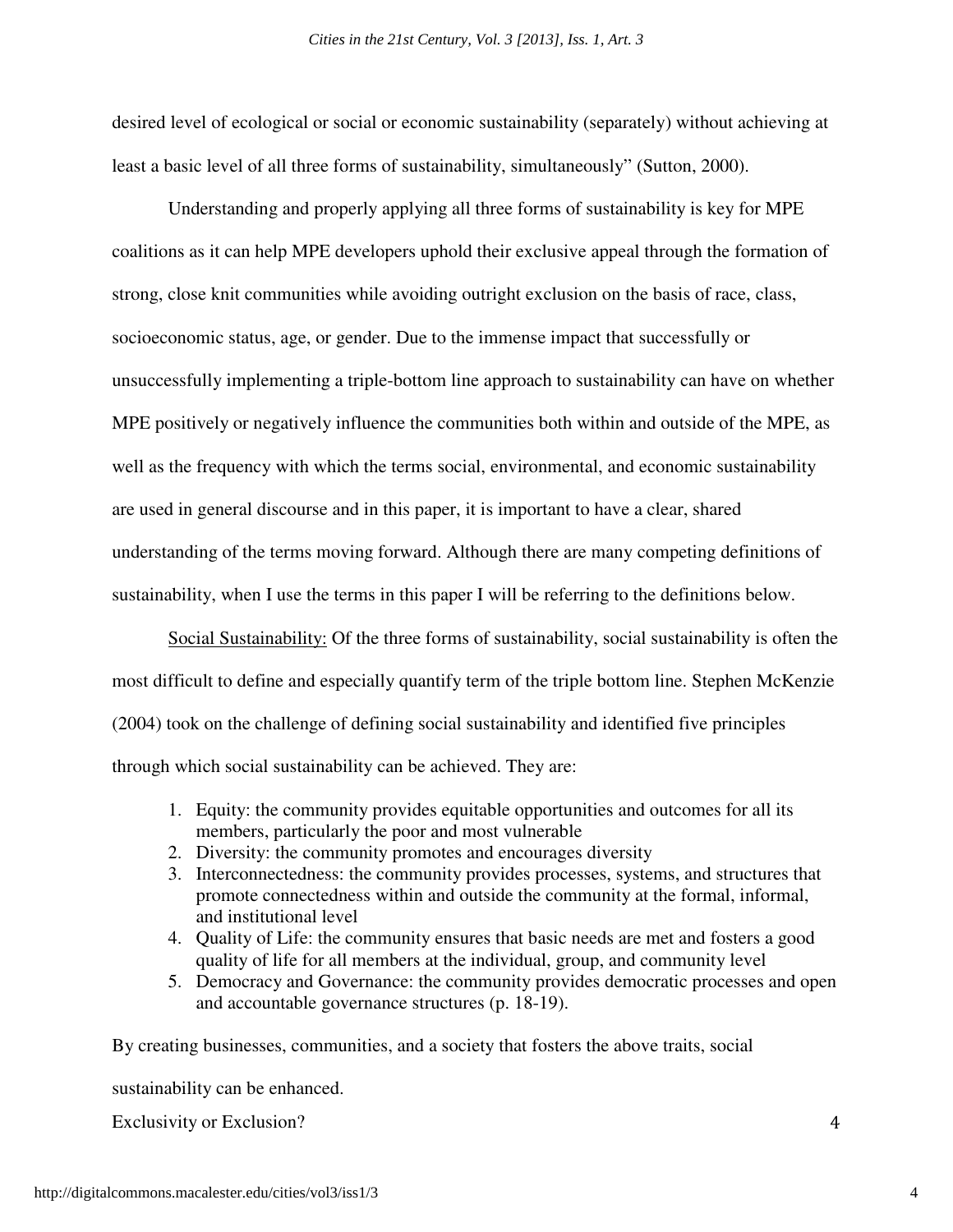desired level of ecological or social or economic sustainability (separately) without achieving at least a basic level of all three forms of sustainability, simultaneously" (Sutton, 2000).

Understanding and properly applying all three forms of sustainability is key for MPE coalitions as it can help MPE developers uphold their exclusive appeal through the formation of strong, close knit communities while avoiding outright exclusion on the basis of race, class, socioeconomic status, age, or gender. Due to the immense impact that successfully or unsuccessfully implementing a triple-bottom line approach to sustainability can have on whether MPE positively or negatively influence the communities both within and outside of the MPE, as well as the frequency with which the terms social, environmental, and economic sustainability are used in general discourse and in this paper, it is important to have a clear, shared understanding of the terms moving forward. Although there are many competing definitions of sustainability, when I use the terms in this paper I will be referring to the definitions below.

Social Sustainability: Of the three forms of sustainability, social sustainability is often the most difficult to define and especially quantify term of the triple bottom line. Stephen McKenzie (2004) took on the challenge of defining social sustainability and identified five principles through which social sustainability can be achieved. They are:

1. Equity: the community provides equitable opportunities and outcomes for all its members, particularly the poor and most vulnerable
2. Diversity: the community promotes and encourages diversity
3. Interconnectedness: the community provides processes, systems, and structures that promote connectedness within and outside the community at the formal, informal, and institutional level
4. Quality of Life: the community ensures that basic needs are met and fosters a good quality of life for all members at the individual, group, and community level
5. Democracy and Governance: the community provides democratic processes and open and accountable governance structures (p. 18-19).

By creating businesses, communities, and a society that fosters the above traits, social sustainability can be enhanced.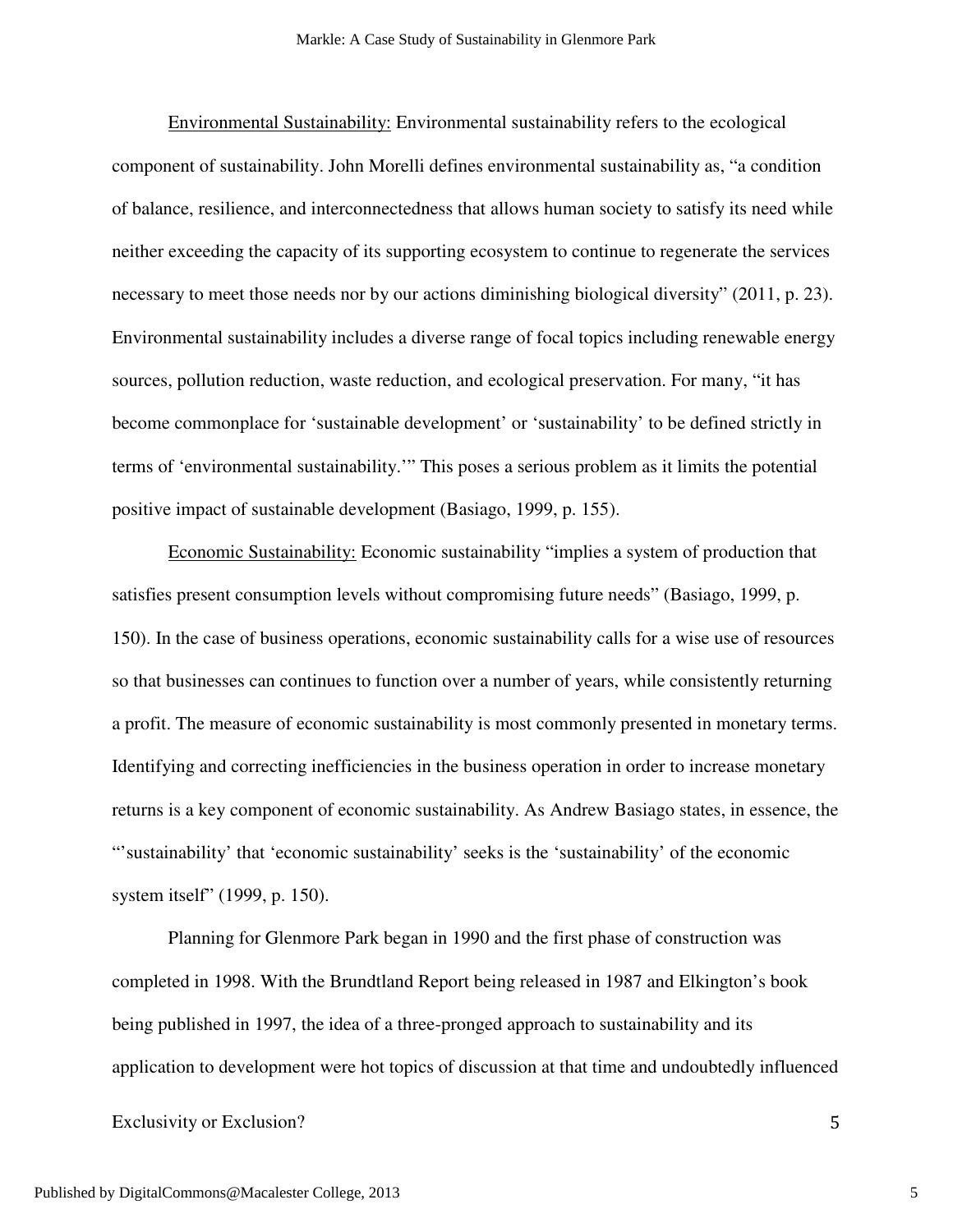<u>Environmental Sustainability:</u> Environmental sustainability refers to the ecological component of sustainability. John Morelli defines environmental sustainability as, "a condition of balance, resilience, and interconnectedness that allows human society to satisfy its need while neither exceeding the capacity of its supporting ecosystem to continue to regenerate the services necessary to meet those needs nor by our actions diminishing biological diversity" (2011, p. 23). Environmental sustainability includes a diverse range of focal topics including renewable energy sources, pollution reduction, waste reduction, and ecological preservation. For many, "it has become commonplace for 'sustainable development' or 'sustainability' to be defined strictly in terms of 'environmental sustainability.'" This poses a serious problem as it limits the potential positive impact of sustainable development (Basiago, 1999, p. 155).

<u>Economic Sustainability:</u> Economic sustainability "implies a system of production that satisfies present consumption levels without compromising future needs" (Basiago, 1999, p. 150). In the case of business operations, economic sustainability calls for a wise use of resources so that businesses can continues to function over a number of years, while consistently returning a profit. The measure of economic sustainability is most commonly presented in monetary terms. Identifying and correcting inefficiencies in the business operation in order to increase monetary returns is a key component of economic sustainability. As Andrew Basiago states, in essence, the "'sustainability' that 'economic sustainability' seeks is the 'sustainability' of the economic system itself" (1999, p. 150).

Planning for Glenmore Park began in 1990 and the first phase of construction was completed in 1998. With the Brundtland Report being released in 1987 and Elkington's book being published in 1997, the idea of a three-pronged approach to sustainability and its application to development were hot topics of discussion at that time and undoubtedly influenced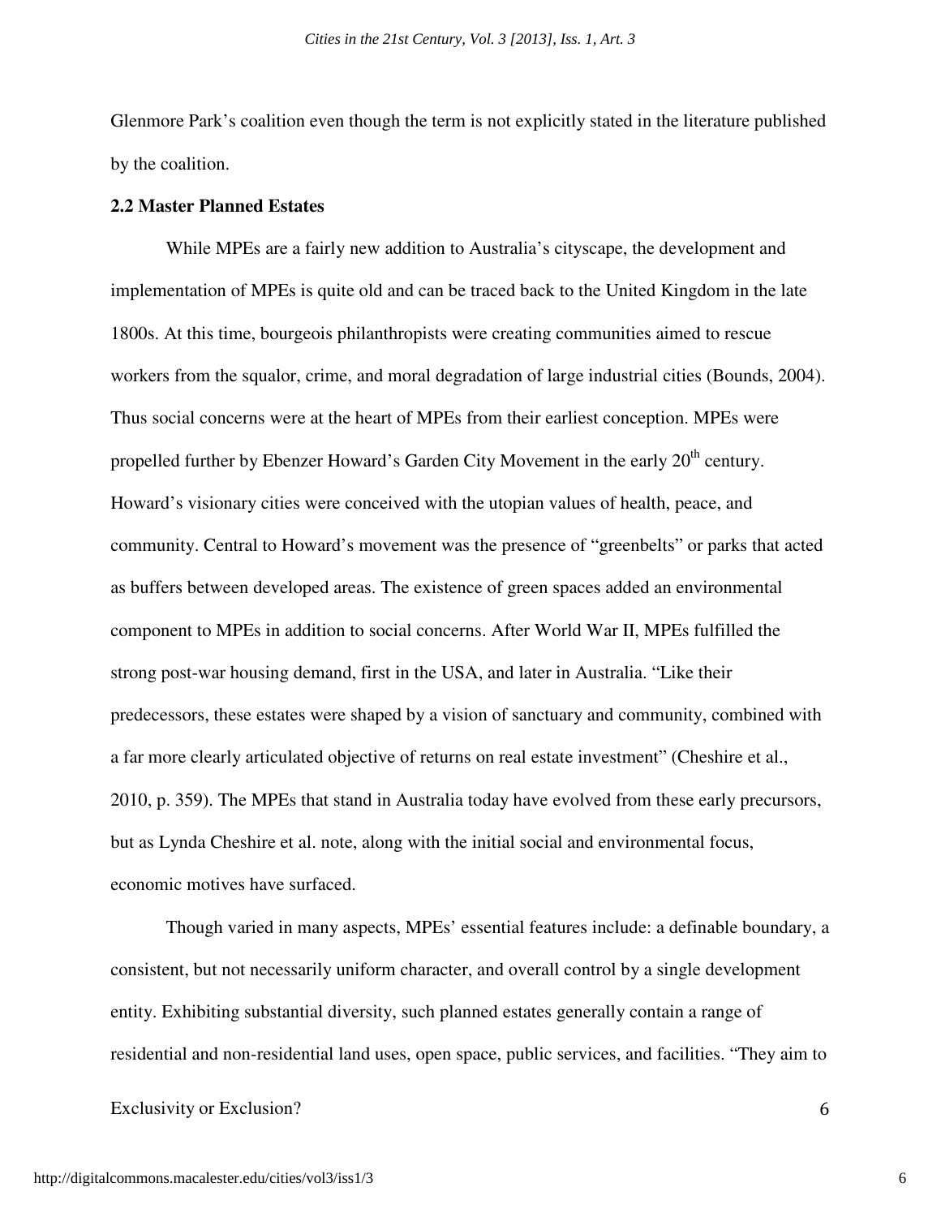Glenmore Park's coalition even though the term is not explicitly stated in the literature published by the coalition.

### 2.2 Master Planned Estates

While MPEs are a fairly new addition to Australia's cityscape, the development and implementation of MPEs is quite old and can be traced back to the United Kingdom in the late 1800s. At this time, bourgeois philanthropists were creating communities aimed to rescue workers from the squalor, crime, and moral degradation of large industrial cities (Bounds, 2004). Thus social concerns were at the heart of MPEs from their earliest conception. MPEs were propelled further by Ebenzer Howard's Garden City Movement in the early 20th century. Howard's visionary cities were conceived with the utopian values of health, peace, and community. Central to Howard's movement was the presence of "greenbelts" or parks that acted as buffers between developed areas. The existence of green spaces added an environmental component to MPEs in addition to social concerns. After World War II, MPEs fulfilled the strong post-war housing demand, first in the USA, and later in Australia. "Like their predecessors, these estates were shaped by a vision of sanctuary and community, combined with a far more clearly articulated objective of returns on real estate investment" (Cheshire et al., 2010, p. 359). The MPEs that stand in Australia today have evolved from these early precursors, but as Lynda Cheshire et al. note, along with the initial social and environmental focus, economic motives have surfaced.

Though varied in many aspects, MPEs' essential features include: a definable boundary, a consistent, but not necessarily uniform character, and overall control by a single development entity. Exhibiting substantial diversity, such planned estates generally contain a range of residential and non-residential land uses, open space, public services, and facilities. "They aim to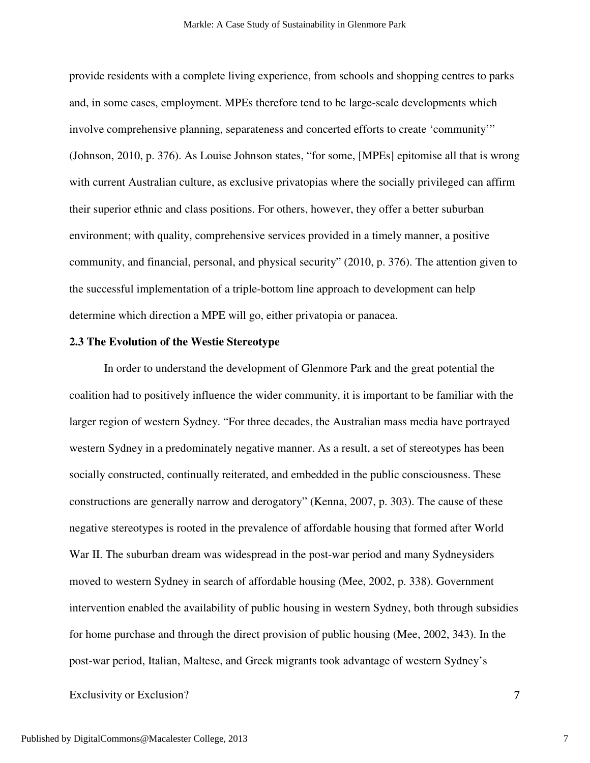provide residents with a complete living experience, from schools and shopping centres to parks and, in some cases, employment. MPEs therefore tend to be large-scale developments which involve comprehensive planning, separateness and concerted efforts to create 'community'" (Johnson, 2010, p. 376). As Louise Johnson states, "for some, [MPEs] epitomise all that is wrong with current Australian culture, as exclusive privatopias where the socially privileged can affirm their superior ethnic and class positions. For others, however, they offer a better suburban environment; with quality, comprehensive services provided in a timely manner, a positive community, and financial, personal, and physical security" (2010, p. 376). The attention given to the successful implementation of a triple-bottom line approach to development can help determine which direction a MPE will go, either privatopia or panacea.

### 2.3 The Evolution of the Westie Stereotype

In order to understand the development of Glenmore Park and the great potential the coalition had to positively influence the wider community, it is important to be familiar with the larger region of western Sydney. "For three decades, the Australian mass media have portrayed western Sydney in a predominately negative manner. As a result, a set of stereotypes has been socially constructed, continually reiterated, and embedded in the public consciousness. These constructions are generally narrow and derogatory" (Kenna, 2007, p. 303). The cause of these negative stereotypes is rooted in the prevalence of affordable housing that formed after World War II. The suburban dream was widespread in the post-war period and many Sydneysiders moved to western Sydney in search of affordable housing (Mee, 2002, p. 338). Government intervention enabled the availability of public housing in western Sydney, both through subsidies for home purchase and through the direct provision of public housing (Mee, 2002, 343). In the post-war period, Italian, Maltese, and Greek migrants took advantage of western Sydney's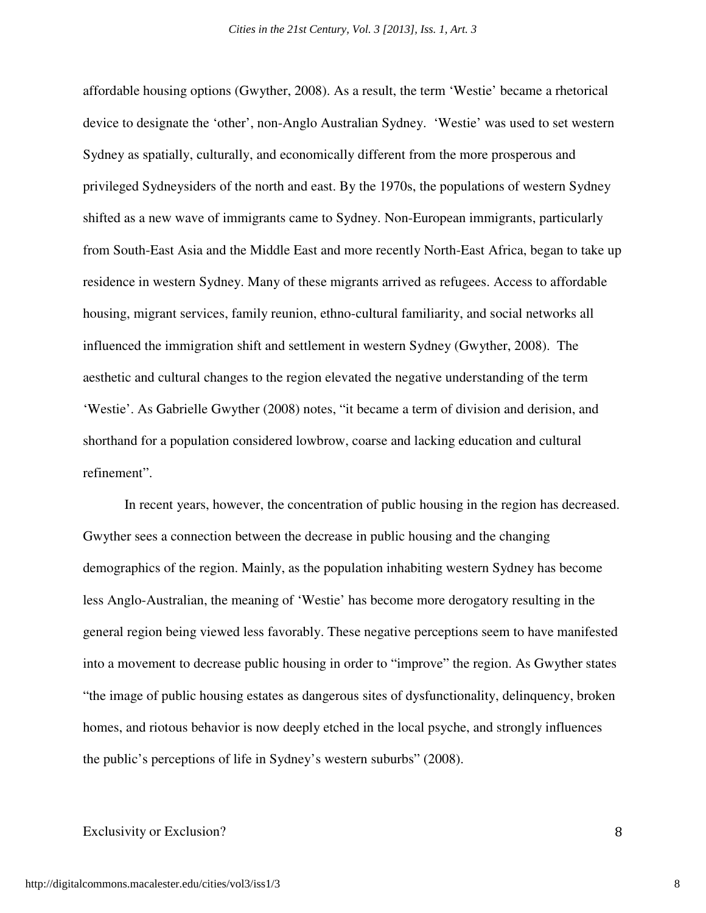affordable housing options (Gwyther, 2008). As a result, the term 'Westie' became a rhetorical device to designate the 'other', non-Anglo Australian Sydney. 'Westie' was used to set western Sydney as spatially, culturally, and economically different from the more prosperous and privileged Sydneysiders of the north and east. By the 1970s, the populations of western Sydney shifted as a new wave of immigrants came to Sydney. Non-European immigrants, particularly from South-East Asia and the Middle East and more recently North-East Africa, began to take up residence in western Sydney. Many of these migrants arrived as refugees. Access to affordable housing, migrant services, family reunion, ethno-cultural familiarity, and social networks all influenced the immigration shift and settlement in western Sydney (Gwyther, 2008). The aesthetic and cultural changes to the region elevated the negative understanding of the term 'Westie'. As Gabrielle Gwyther (2008) notes, "it became a term of division and derision, and shorthand for a population considered lowbrow, coarse and lacking education and cultural refinement".

In recent years, however, the concentration of public housing in the region has decreased. Gwyther sees a connection between the decrease in public housing and the changing demographics of the region. Mainly, as the population inhabiting western Sydney has become less Anglo-Australian, the meaning of 'Westie' has become more derogatory resulting in the general region being viewed less favorably. These negative perceptions seem to have manifested into a movement to decrease public housing in order to "improve" the region. As Gwyther states "the image of public housing estates as dangerous sites of dysfunctionality, delinquency, broken homes, and riotous behavior is now deeply etched in the local psyche, and strongly influences the public's perceptions of life in Sydney's western suburbs" (2008).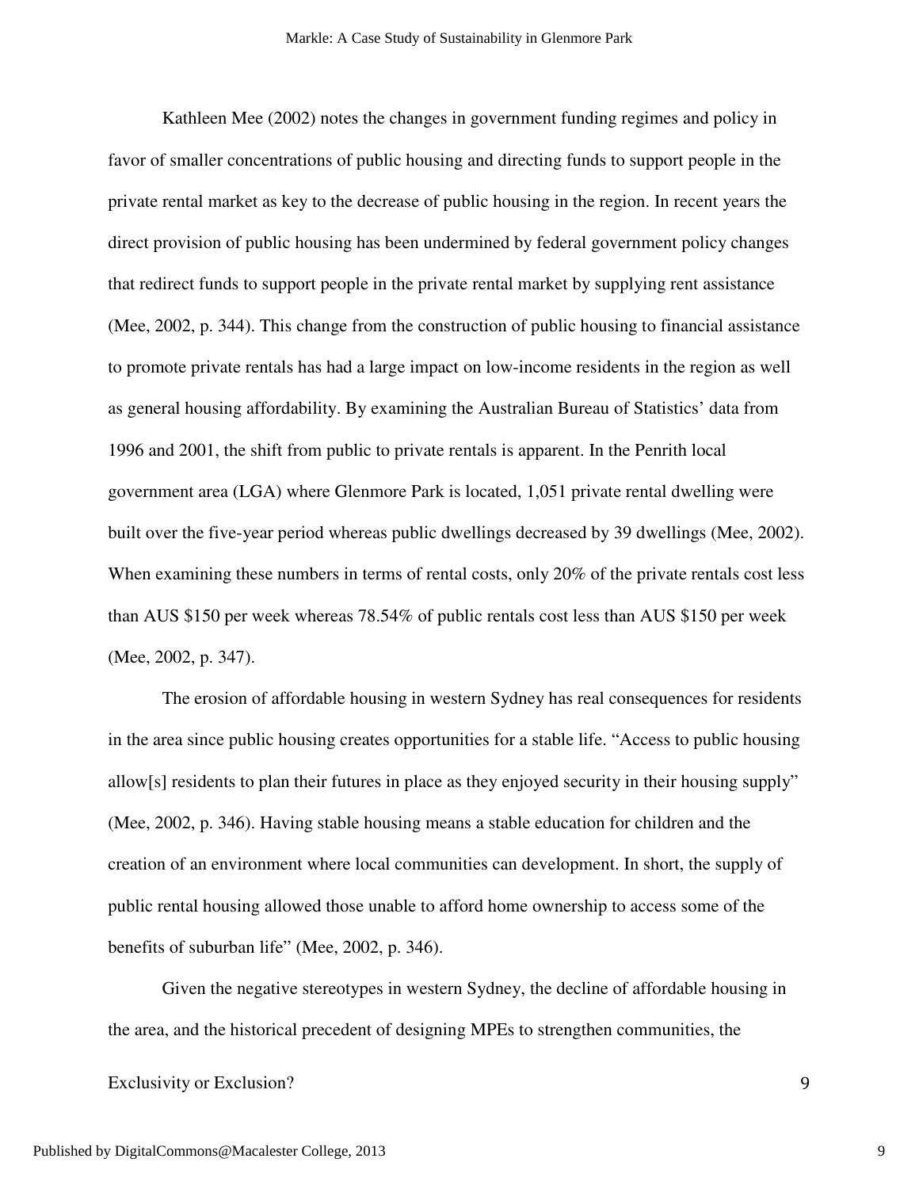Kathleen Mee (2002) notes the changes in government funding regimes and policy in favor of smaller concentrations of public housing and directing funds to support people in the private rental market as key to the decrease of public housing in the region. In recent years the direct provision of public housing has been undermined by federal government policy changes that redirect funds to support people in the private rental market by supplying rent assistance (Mee, 2002, p. 344). This change from the construction of public housing to financial assistance to promote private rentals has had a large impact on low-income residents in the region as well as general housing affordability. By examining the Australian Bureau of Statistics' data from 1996 and 2001, the shift from public to private rentals is apparent. In the Penrith local government area (LGA) where Glenmore Park is located, 1,051 private rental dwelling were built over the five-year period whereas public dwellings decreased by 39 dwellings (Mee, 2002). When examining these numbers in terms of rental costs, only 20% of the private rentals cost less than AUS $150 per week whereas 78.54% of public rentals cost less than AUS $150 per week (Mee, 2002, p. 347).

The erosion of affordable housing in western Sydney has real consequences for residents in the area since public housing creates opportunities for a stable life. "Access to public housing allow[s] residents to plan their futures in place as they enjoyed security in their housing supply" (Mee, 2002, p. 346). Having stable housing means a stable education for children and the creation of an environment where local communities can development. In short, the supply of public rental housing allowed those unable to afford home ownership to access some of the benefits of suburban life" (Mee, 2002, p. 346).

Given the negative stereotypes in western Sydney, the decline of affordable housing in the area, and the historical precedent of designing MPEs to strengthen communities, the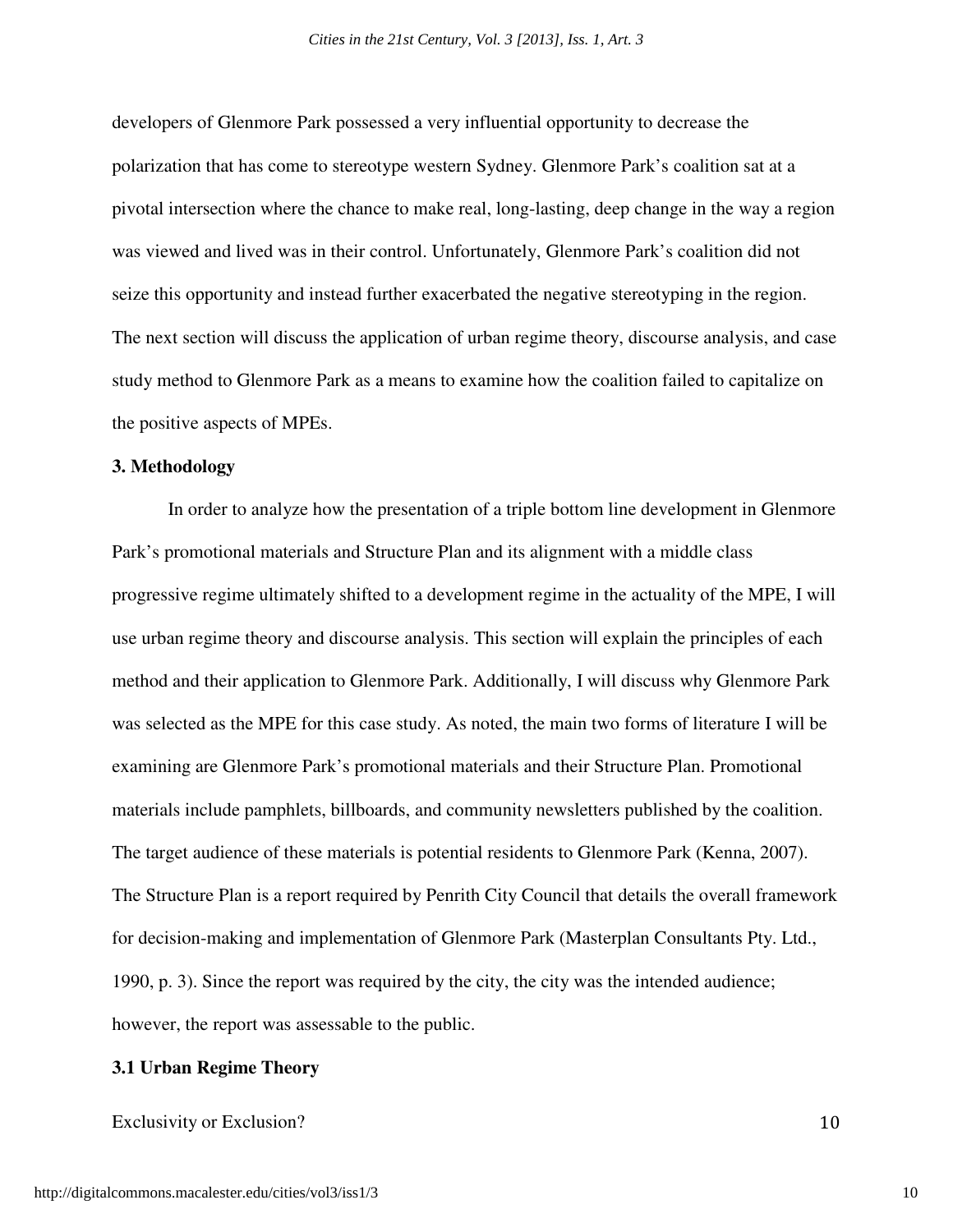developers of Glenmore Park possessed a very influential opportunity to decrease the polarization that has come to stereotype western Sydney. Glenmore Park's coalition sat at a pivotal intersection where the chance to make real, long-lasting, deep change in the way a region was viewed and lived was in their control. Unfortunately, Glenmore Park's coalition did not seize this opportunity and instead further exacerbated the negative stereotyping in the region. The next section will discuss the application of urban regime theory, discourse analysis, and case study method to Glenmore Park as a means to examine how the coalition failed to capitalize on the positive aspects of MPEs.

### 3. Methodology

In order to analyze how the presentation of a triple bottom line development in Glenmore Park's promotional materials and Structure Plan and its alignment with a middle class progressive regime ultimately shifted to a development regime in the actuality of the MPE, I will use urban regime theory and discourse analysis. This section will explain the principles of each method and their application to Glenmore Park. Additionally, I will discuss why Glenmore Park was selected as the MPE for this case study. As noted, the main two forms of literature I will be examining are Glenmore Park's promotional materials and their Structure Plan. Promotional materials include pamphlets, billboards, and community newsletters published by the coalition. The target audience of these materials is potential residents to Glenmore Park (Kenna, 2007). The Structure Plan is a report required by Penrith City Council that details the overall framework for decision-making and implementation of Glenmore Park (Masterplan Consultants Pty. Ltd., 1990, p. 3). Since the report was required by the city, the city was the intended audience; however, the report was assessable to the public.

#### 3.1 Urban Regime Theory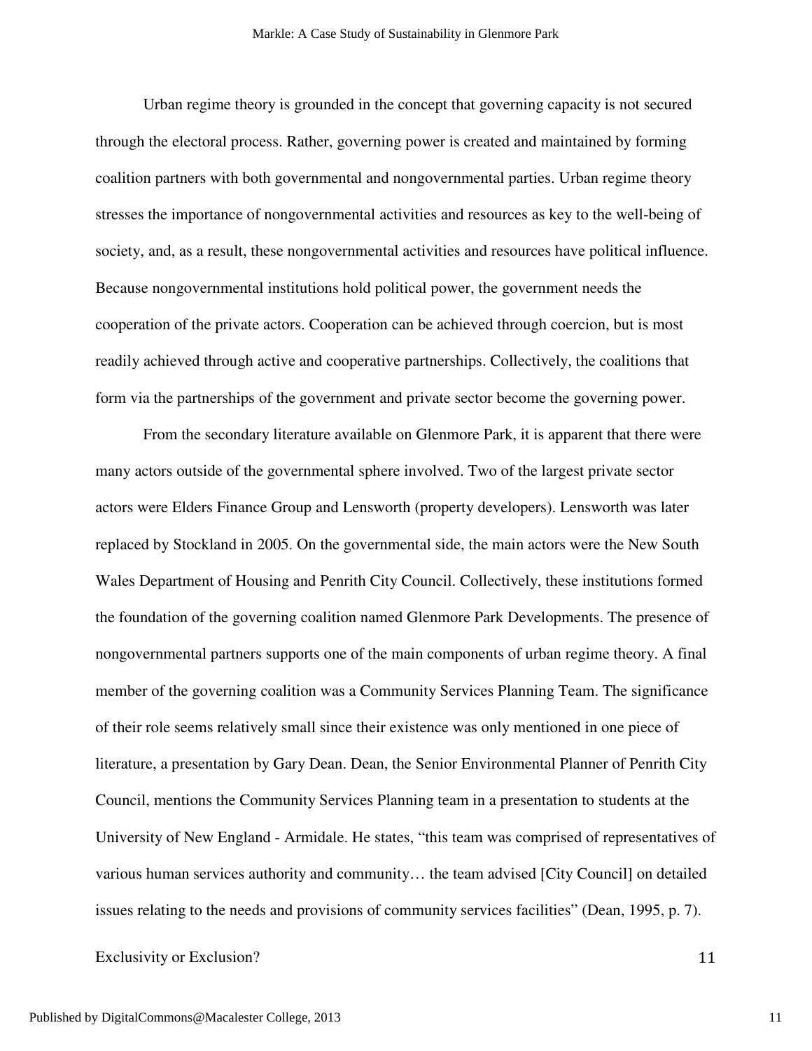Urban regime theory is grounded in the concept that governing capacity is not secured through the electoral process. Rather, governing power is created and maintained by forming coalition partners with both governmental and nongovernmental parties. Urban regime theory stresses the importance of nongovernmental activities and resources as key to the well-being of society, and, as a result, these nongovernmental activities and resources have political influence. Because nongovernmental institutions hold political power, the government needs the cooperation of the private actors. Cooperation can be achieved through coercion, but is most readily achieved through active and cooperative partnerships. Collectively, the coalitions that form via the partnerships of the government and private sector become the governing power.

From the secondary literature available on Glenmore Park, it is apparent that there were many actors outside of the governmental sphere involved. Two of the largest private sector actors were Elders Finance Group and Lensworth (property developers). Lensworth was later replaced by Stockland in 2005. On the governmental side, the main actors were the New South Wales Department of Housing and Penrith City Council. Collectively, these institutions formed the foundation of the governing coalition named Glenmore Park Developments. The presence of nongovernmental partners supports one of the main components of urban regime theory. A final member of the governing coalition was a Community Services Planning Team. The significance of their role seems relatively small since their existence was only mentioned in one piece of literature, a presentation by Gary Dean. Dean, the Senior Environmental Planner of Penrith City Council, mentions the Community Services Planning team in a presentation to students at the University of New England - Armidale. He states, "this team was comprised of representatives of various human services authority and community… the team advised [City Council] on detailed issues relating to the needs and provisions of community services facilities" (Dean, 1995, p. 7).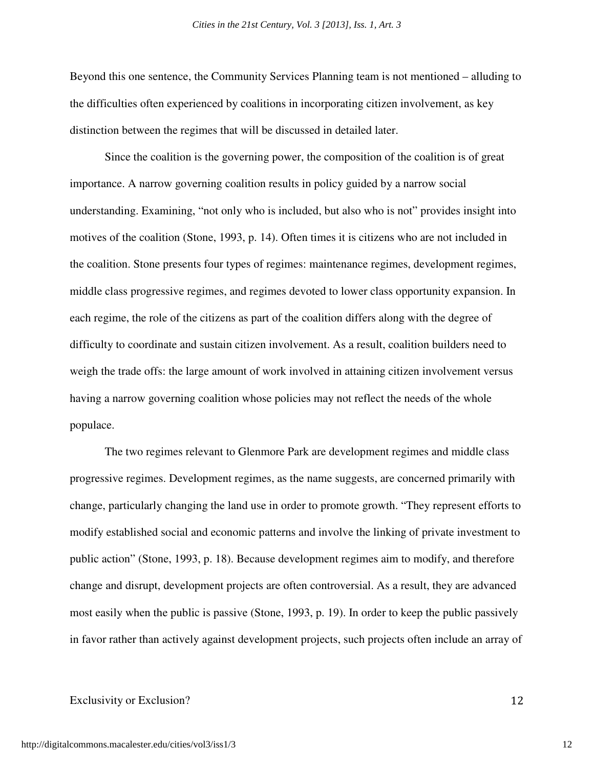Beyond this one sentence, the Community Services Planning team is not mentioned – alluding to the difficulties often experienced by coalitions in incorporating citizen involvement, as key distinction between the regimes that will be discussed in detailed later.

Since the coalition is the governing power, the composition of the coalition is of great importance. A narrow governing coalition results in policy guided by a narrow social understanding. Examining, "not only who is included, but also who is not" provides insight into motives of the coalition (Stone, 1993, p. 14). Often times it is citizens who are not included in the coalition. Stone presents four types of regimes: maintenance regimes, development regimes, middle class progressive regimes, and regimes devoted to lower class opportunity expansion. In each regime, the role of the citizens as part of the coalition differs along with the degree of difficulty to coordinate and sustain citizen involvement. As a result, coalition builders need to weigh the trade offs: the large amount of work involved in attaining citizen involvement versus having a narrow governing coalition whose policies may not reflect the needs of the whole populace.

The two regimes relevant to Glenmore Park are development regimes and middle class progressive regimes. Development regimes, as the name suggests, are concerned primarily with change, particularly changing the land use in order to promote growth. "They represent efforts to modify established social and economic patterns and involve the linking of private investment to public action" (Stone, 1993, p. 18). Because development regimes aim to modify, and therefore change and disrupt, development projects are often controversial. As a result, they are advanced most easily when the public is passive (Stone, 1993, p. 19). In order to keep the public passively in favor rather than actively against development projects, such projects often include an array of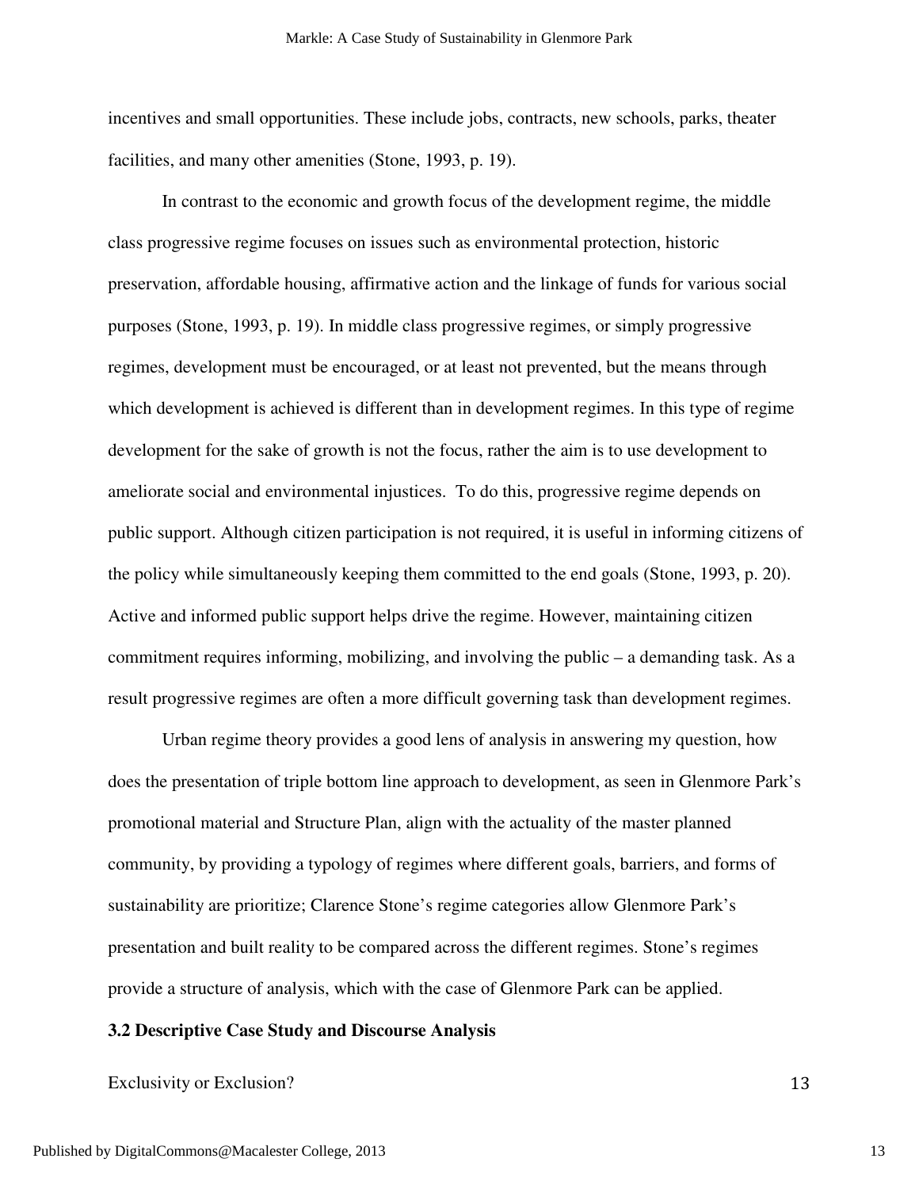incentives and small opportunities. These include jobs, contracts, new schools, parks, theater facilities, and many other amenities (Stone, 1993, p. 19).

In contrast to the economic and growth focus of the development regime, the middle class progressive regime focuses on issues such as environmental protection, historic preservation, affordable housing, affirmative action and the linkage of funds for various social purposes (Stone, 1993, p. 19). In middle class progressive regimes, or simply progressive regimes, development must be encouraged, or at least not prevented, but the means through which development is achieved is different than in development regimes. In this type of regime development for the sake of growth is not the focus, rather the aim is to use development to ameliorate social and environmental injustices. To do this, progressive regime depends on public support. Although citizen participation is not required, it is useful in informing citizens of the policy while simultaneously keeping them committed to the end goals (Stone, 1993, p. 20). Active and informed public support helps drive the regime. However, maintaining citizen commitment requires informing, mobilizing, and involving the public – a demanding task. As a result progressive regimes are often a more difficult governing task than development regimes.

Urban regime theory provides a good lens of analysis in answering my question, how does the presentation of triple bottom line approach to development, as seen in Glenmore Park's promotional material and Structure Plan, align with the actuality of the master planned community, by providing a typology of regimes where different goals, barriers, and forms of sustainability are prioritize; Clarence Stone's regime categories allow Glenmore Park's presentation and built reality to be compared across the different regimes. Stone's regimes provide a structure of analysis, which with the case of Glenmore Park can be applied.

**3.2 Descriptive Case Study and Discourse Analysis**

Exclusivity or Exclusion?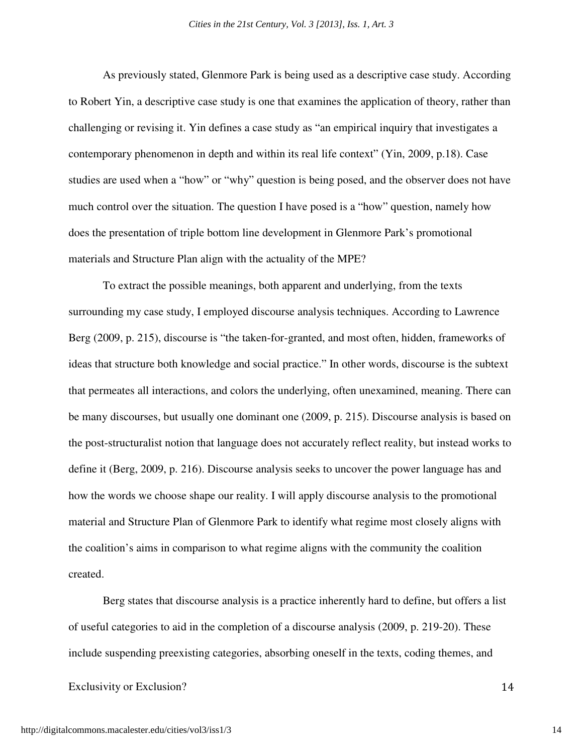As previously stated, Glenmore Park is being used as a descriptive case study. According to Robert Yin, a descriptive case study is one that examines the application of theory, rather than challenging or revising it. Yin defines a case study as "an empirical inquiry that investigates a contemporary phenomenon in depth and within its real life context" (Yin, 2009, p.18). Case studies are used when a "how" or "why" question is being posed, and the observer does not have much control over the situation. The question I have posed is a "how" question, namely how does the presentation of triple bottom line development in Glenmore Park's promotional materials and Structure Plan align with the actuality of the MPE?

To extract the possible meanings, both apparent and underlying, from the texts surrounding my case study, I employed discourse analysis techniques. According to Lawrence Berg (2009, p. 215), discourse is "the taken-for-granted, and most often, hidden, frameworks of ideas that structure both knowledge and social practice." In other words, discourse is the subtext that permeates all interactions, and colors the underlying, often unexamined, meaning. There can be many discourses, but usually one dominant one (2009, p. 215). Discourse analysis is based on the post-structuralist notion that language does not accurately reflect reality, but instead works to define it (Berg, 2009, p. 216). Discourse analysis seeks to uncover the power language has and how the words we choose shape our reality. I will apply discourse analysis to the promotional material and Structure Plan of Glenmore Park to identify what regime most closely aligns with the coalition's aims in comparison to what regime aligns with the community the coalition created.

Berg states that discourse analysis is a practice inherently hard to define, but offers a list of useful categories to aid in the completion of a discourse analysis (2009, p. 219-20). These include suspending preexisting categories, absorbing oneself in the texts, coding themes, and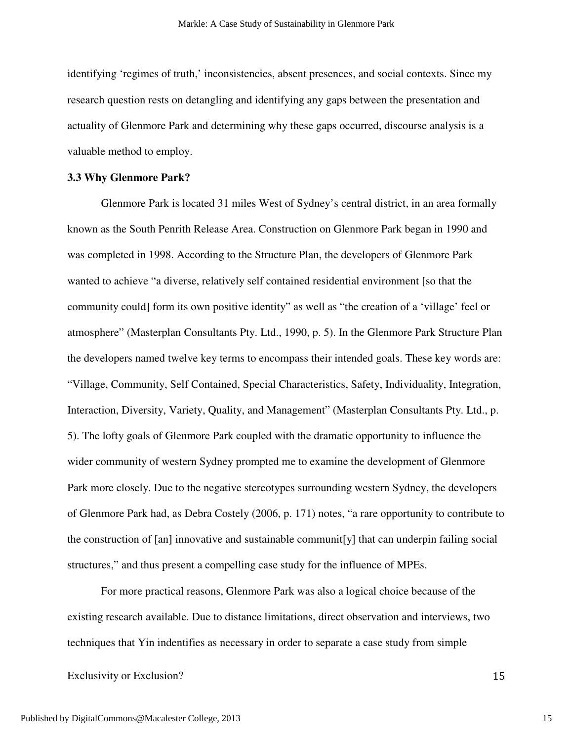identifying 'regimes of truth,' inconsistencies, absent presences, and social contexts. Since my research question rests on detangling and identifying any gaps between the presentation and actuality of Glenmore Park and determining why these gaps occurred, discourse analysis is a valuable method to employ.

### 3.3 Why Glenmore Park?

Glenmore Park is located 31 miles West of Sydney's central district, in an area formally known as the South Penrith Release Area. Construction on Glenmore Park began in 1990 and was completed in 1998. According to the Structure Plan, the developers of Glenmore Park wanted to achieve "a diverse, relatively self contained residential environment [so that the community could] form its own positive identity" as well as "the creation of a 'village' feel or atmosphere" (Masterplan Consultants Pty. Ltd., 1990, p. 5). In the Glenmore Park Structure Plan the developers named twelve key terms to encompass their intended goals. These key words are: "Village, Community, Self Contained, Special Characteristics, Safety, Individuality, Integration, Interaction, Diversity, Variety, Quality, and Management" (Masterplan Consultants Pty. Ltd., p. 5). The lofty goals of Glenmore Park coupled with the dramatic opportunity to influence the wider community of western Sydney prompted me to examine the development of Glenmore Park more closely. Due to the negative stereotypes surrounding western Sydney, the developers of Glenmore Park had, as Debra Costely (2006, p. 171) notes, "a rare opportunity to contribute to the construction of [an] innovative and sustainable communit[y] that can underpin failing social structures," and thus present a compelling case study for the influence of MPEs.

For more practical reasons, Glenmore Park was also a logical choice because of the existing research available. Due to distance limitations, direct observation and interviews, two techniques that Yin indentifies as necessary in order to separate a case study from simple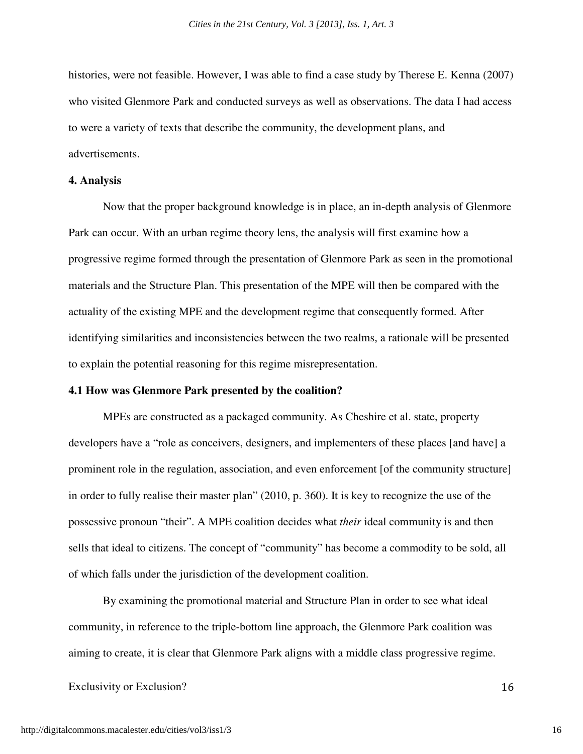histories, were not feasible. However, I was able to find a case study by Therese E. Kenna (2007) who visited Glenmore Park and conducted surveys as well as observations. The data I had access to were a variety of texts that describe the community, the development plans, and advertisements.

## 4. Analysis

Now that the proper background knowledge is in place, an in-depth analysis of Glenmore Park can occur. With an urban regime theory lens, the analysis will first examine how a progressive regime formed through the presentation of Glenmore Park as seen in the promotional materials and the Structure Plan. This presentation of the MPE will then be compared with the actuality of the existing MPE and the development regime that consequently formed. After identifying similarities and inconsistencies between the two realms, a rationale will be presented to explain the potential reasoning for this regime misrepresentation.

### 4.1 How was Glenmore Park presented by the coalition?

MPEs are constructed as a packaged community. As Cheshire et al. state, property developers have a "role as conceivers, designers, and implementers of these places [and have] a prominent role in the regulation, association, and even enforcement [of the community structure] in order to fully realise their master plan" (2010, p. 360). It is key to recognize the use of the possessive pronoun "their". A MPE coalition decides what *their* ideal community is and then sells that ideal to citizens. The concept of "community" has become a commodity to be sold, all of which falls under the jurisdiction of the development coalition.

By examining the promotional material and Structure Plan in order to see what ideal community, in reference to the triple-bottom line approach, the Glenmore Park coalition was aiming to create, it is clear that Glenmore Park aligns with a middle class progressive regime.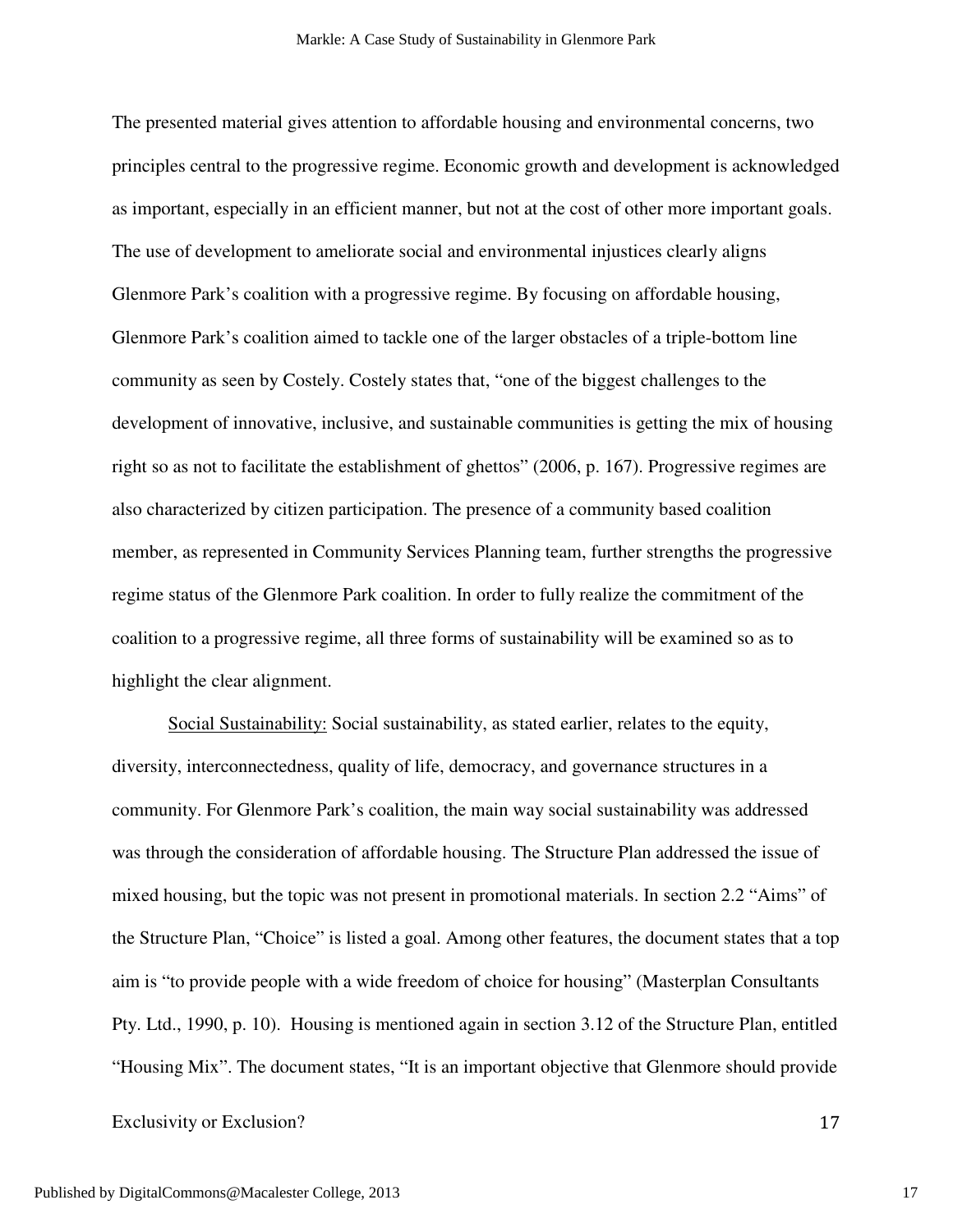The presented material gives attention to affordable housing and environmental concerns, two principles central to the progressive regime. Economic growth and development is acknowledged as important, especially in an efficient manner, but not at the cost of other more important goals. The use of development to ameliorate social and environmental injustices clearly aligns Glenmore Park's coalition with a progressive regime. By focusing on affordable housing, Glenmore Park's coalition aimed to tackle one of the larger obstacles of a triple-bottom line community as seen by Costely. Costely states that, "one of the biggest challenges to the development of innovative, inclusive, and sustainable communities is getting the mix of housing right so as not to facilitate the establishment of ghettos" (2006, p. 167). Progressive regimes are also characterized by citizen participation. The presence of a community based coalition member, as represented in Community Services Planning team, further strengths the progressive regime status of the Glenmore Park coalition. In order to fully realize the commitment of the coalition to a progressive regime, all three forms of sustainability will be examined so as to highlight the clear alignment.

<u>Social Sustainability:</u> Social sustainability, as stated earlier, relates to the equity, diversity, interconnectedness, quality of life, democracy, and governance structures in a community. For Glenmore Park's coalition, the main way social sustainability was addressed was through the consideration of affordable housing. The Structure Plan addressed the issue of mixed housing, but the topic was not present in promotional materials. In section 2.2 "Aims" of the Structure Plan, "Choice" is listed a goal. Among other features, the document states that a top aim is "to provide people with a wide freedom of choice for housing" (Masterplan Consultants Pty. Ltd., 1990, p. 10). Housing is mentioned again in section 3.12 of the Structure Plan, entitled "Housing Mix". The document states, "It is an important objective that Glenmore should provide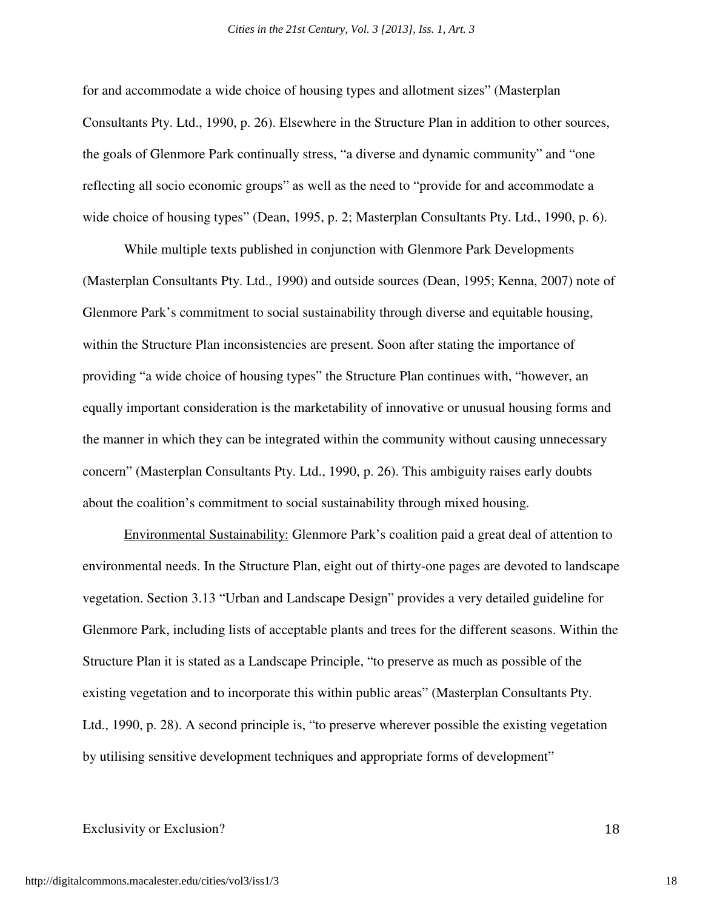for and accommodate a wide choice of housing types and allotment sizes" (Masterplan Consultants Pty. Ltd., 1990, p. 26). Elsewhere in the Structure Plan in addition to other sources, the goals of Glenmore Park continually stress, "a diverse and dynamic community" and "one reflecting all socio economic groups" as well as the need to "provide for and accommodate a wide choice of housing types" (Dean, 1995, p. 2; Masterplan Consultants Pty. Ltd., 1990, p. 6).

While multiple texts published in conjunction with Glenmore Park Developments (Masterplan Consultants Pty. Ltd., 1990) and outside sources (Dean, 1995; Kenna, 2007) note of Glenmore Park's commitment to social sustainability through diverse and equitable housing, within the Structure Plan inconsistencies are present. Soon after stating the importance of providing "a wide choice of housing types" the Structure Plan continues with, "however, an equally important consideration is the marketability of innovative or unusual housing forms and the manner in which they can be integrated within the community without causing unnecessary concern" (Masterplan Consultants Pty. Ltd., 1990, p. 26). This ambiguity raises early doubts about the coalition's commitment to social sustainability through mixed housing.

<u>Environmental Sustainability:</u> Glenmore Park's coalition paid a great deal of attention to environmental needs. In the Structure Plan, eight out of thirty-one pages are devoted to landscape vegetation. Section 3.13 "Urban and Landscape Design" provides a very detailed guideline for Glenmore Park, including lists of acceptable plants and trees for the different seasons. Within the Structure Plan it is stated as a Landscape Principle, "to preserve as much as possible of the existing vegetation and to incorporate this within public areas" (Masterplan Consultants Pty. Ltd., 1990, p. 28). A second principle is, "to preserve wherever possible the existing vegetation by utilising sensitive development techniques and appropriate forms of development"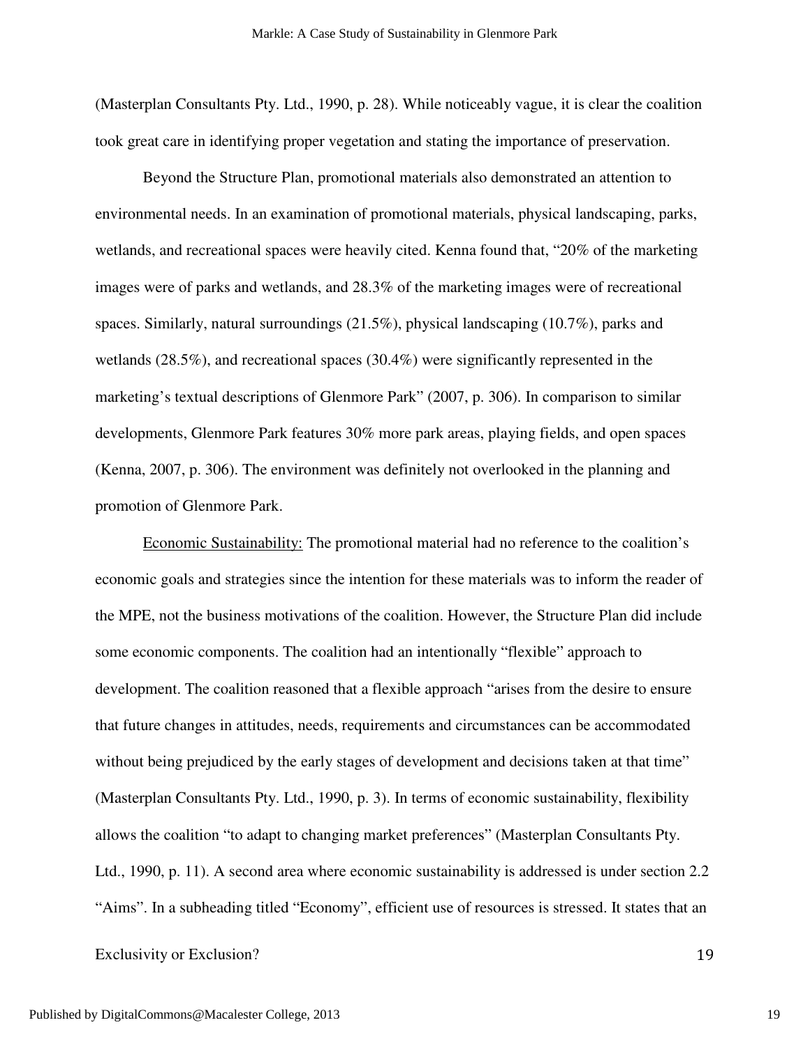(Masterplan Consultants Pty. Ltd., 1990, p. 28). While noticeably vague, it is clear the coalition took great care in identifying proper vegetation and stating the importance of preservation.

Beyond the Structure Plan, promotional materials also demonstrated an attention to environmental needs. In an examination of promotional materials, physical landscaping, parks, wetlands, and recreational spaces were heavily cited. Kenna found that, "20% of the marketing images were of parks and wetlands, and 28.3% of the marketing images were of recreational spaces. Similarly, natural surroundings (21.5%), physical landscaping (10.7%), parks and wetlands (28.5%), and recreational spaces (30.4%) were significantly represented in the marketing's textual descriptions of Glenmore Park" (2007, p. 306). In comparison to similar developments, Glenmore Park features 30% more park areas, playing fields, and open spaces (Kenna, 2007, p. 306). The environment was definitely not overlooked in the planning and promotion of Glenmore Park.

<u>Economic Sustainability:</u> The promotional material had no reference to the coalition's economic goals and strategies since the intention for these materials was to inform the reader of the MPE, not the business motivations of the coalition. However, the Structure Plan did include some economic components. The coalition had an intentionally "flexible" approach to development. The coalition reasoned that a flexible approach "arises from the desire to ensure that future changes in attitudes, needs, requirements and circumstances can be accommodated without being prejudiced by the early stages of development and decisions taken at that time" (Masterplan Consultants Pty. Ltd., 1990, p. 3). In terms of economic sustainability, flexibility allows the coalition "to adapt to changing market preferences" (Masterplan Consultants Pty. Ltd., 1990, p. 11). A second area where economic sustainability is addressed is under section 2.2 "Aims". In a subheading titled "Economy", efficient use of resources is stressed. It states that an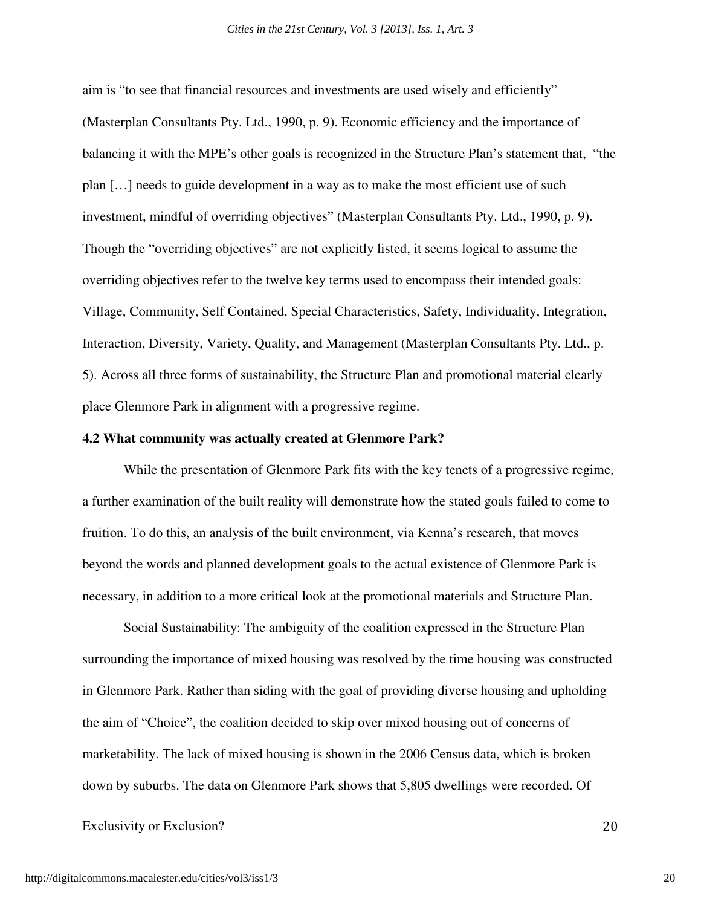aim is "to see that financial resources and investments are used wisely and efficiently" (Masterplan Consultants Pty. Ltd., 1990, p. 9). Economic efficiency and the importance of balancing it with the MPE's other goals is recognized in the Structure Plan's statement that, "the plan […] needs to guide development in a way as to make the most efficient use of such investment, mindful of overriding objectives" (Masterplan Consultants Pty. Ltd., 1990, p. 9). Though the "overriding objectives" are not explicitly listed, it seems logical to assume the overriding objectives refer to the twelve key terms used to encompass their intended goals: Village, Community, Self Contained, Special Characteristics, Safety, Individuality, Integration, Interaction, Diversity, Variety, Quality, and Management (Masterplan Consultants Pty. Ltd., p. 5). Across all three forms of sustainability, the Structure Plan and promotional material clearly place Glenmore Park in alignment with a progressive regime.

**4.2 What community was actually created at Glenmore Park?**

While the presentation of Glenmore Park fits with the key tenets of a progressive regime, a further examination of the built reality will demonstrate how the stated goals failed to come to fruition. To do this, an analysis of the built environment, via Kenna's research, that moves beyond the words and planned development goals to the actual existence of Glenmore Park is necessary, in addition to a more critical look at the promotional materials and Structure Plan.

<u>Social Sustainability:</u> The ambiguity of the coalition expressed in the Structure Plan surrounding the importance of mixed housing was resolved by the time housing was constructed in Glenmore Park. Rather than siding with the goal of providing diverse housing and upholding the aim of "Choice", the coalition decided to skip over mixed housing out of concerns of marketability. The lack of mixed housing is shown in the 2006 Census data, which is broken down by suburbs. The data on Glenmore Park shows that 5,805 dwellings were recorded. Of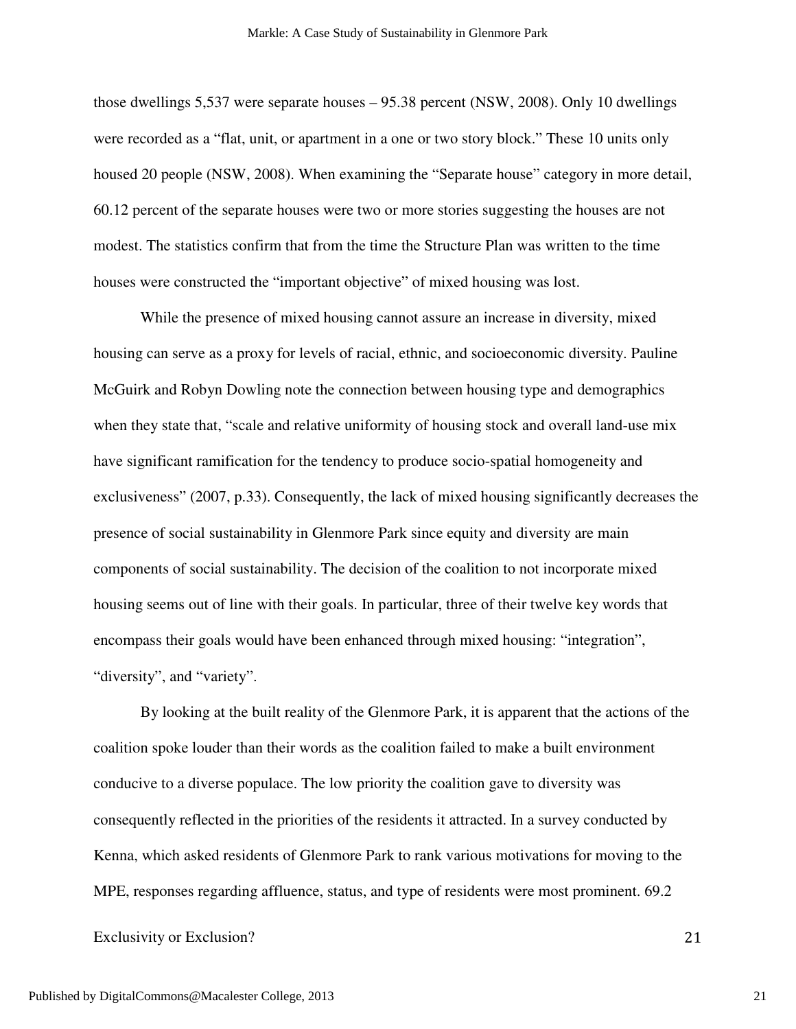those dwellings 5,537 were separate houses – 95.38 percent (NSW, 2008). Only 10 dwellings were recorded as a "flat, unit, or apartment in a one or two story block." These 10 units only housed 20 people (NSW, 2008). When examining the "Separate house" category in more detail, 60.12 percent of the separate houses were two or more stories suggesting the houses are not modest. The statistics confirm that from the time the Structure Plan was written to the time houses were constructed the "important objective" of mixed housing was lost.

While the presence of mixed housing cannot assure an increase in diversity, mixed housing can serve as a proxy for levels of racial, ethnic, and socioeconomic diversity. Pauline McGuirk and Robyn Dowling note the connection between housing type and demographics when they state that, "scale and relative uniformity of housing stock and overall land-use mix have significant ramification for the tendency to produce socio-spatial homogeneity and exclusiveness" (2007, p.33). Consequently, the lack of mixed housing significantly decreases the presence of social sustainability in Glenmore Park since equity and diversity are main components of social sustainability. The decision of the coalition to not incorporate mixed housing seems out of line with their goals. In particular, three of their twelve key words that encompass their goals would have been enhanced through mixed housing: "integration", "diversity", and "variety".

By looking at the built reality of the Glenmore Park, it is apparent that the actions of the coalition spoke louder than their words as the coalition failed to make a built environment conducive to a diverse populace. The low priority the coalition gave to diversity was consequently reflected in the priorities of the residents it attracted. In a survey conducted by Kenna, which asked residents of Glenmore Park to rank various motivations for moving to the MPE, responses regarding affluence, status, and type of residents were most prominent. 69.2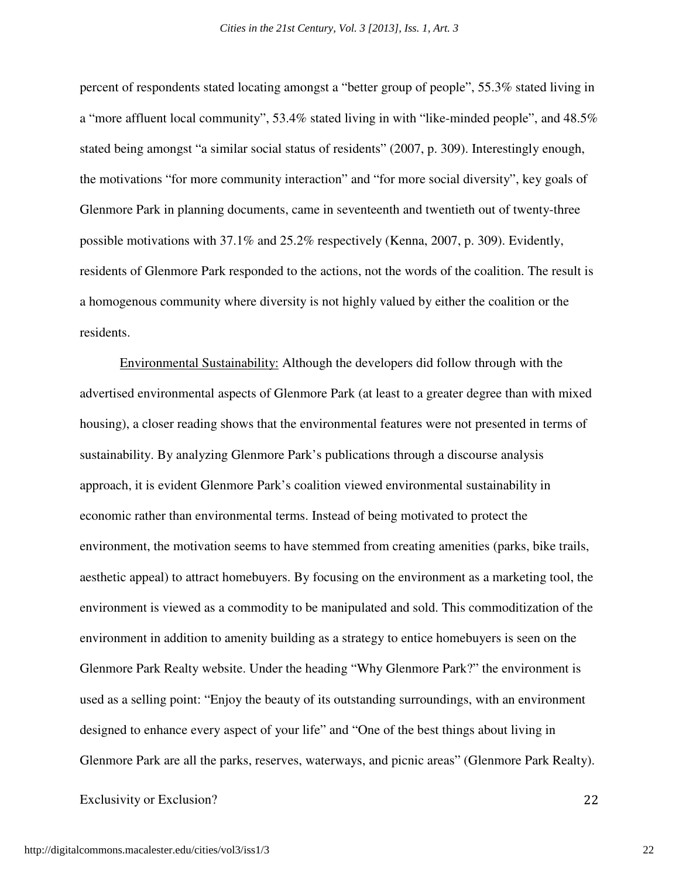percent of respondents stated locating amongst a "better group of people", 55.3% stated living in a "more affluent local community", 53.4% stated living in with "like-minded people", and 48.5% stated being amongst "a similar social status of residents" (2007, p. 309). Interestingly enough, the motivations "for more community interaction" and "for more social diversity", key goals of Glenmore Park in planning documents, came in seventeenth and twentieth out of twenty-three possible motivations with 37.1% and 25.2% respectively (Kenna, 2007, p. 309). Evidently, residents of Glenmore Park responded to the actions, not the words of the coalition. The result is a homogenous community where diversity is not highly valued by either the coalition or the residents.

Environmental Sustainability: Although the developers did follow through with the advertised environmental aspects of Glenmore Park (at least to a greater degree than with mixed housing), a closer reading shows that the environmental features were not presented in terms of sustainability. By analyzing Glenmore Park's publications through a discourse analysis approach, it is evident Glenmore Park's coalition viewed environmental sustainability in economic rather than environmental terms. Instead of being motivated to protect the environment, the motivation seems to have stemmed from creating amenities (parks, bike trails, aesthetic appeal) to attract homebuyers. By focusing on the environment as a marketing tool, the environment is viewed as a commodity to be manipulated and sold. This commoditization of the environment in addition to amenity building as a strategy to entice homebuyers is seen on the Glenmore Park Realty website. Under the heading "Why Glenmore Park?" the environment is used as a selling point: "Enjoy the beauty of its outstanding surroundings, with an environment designed to enhance every aspect of your life" and "One of the best things about living in Glenmore Park are all the parks, reserves, waterways, and picnic areas" (Glenmore Park Realty).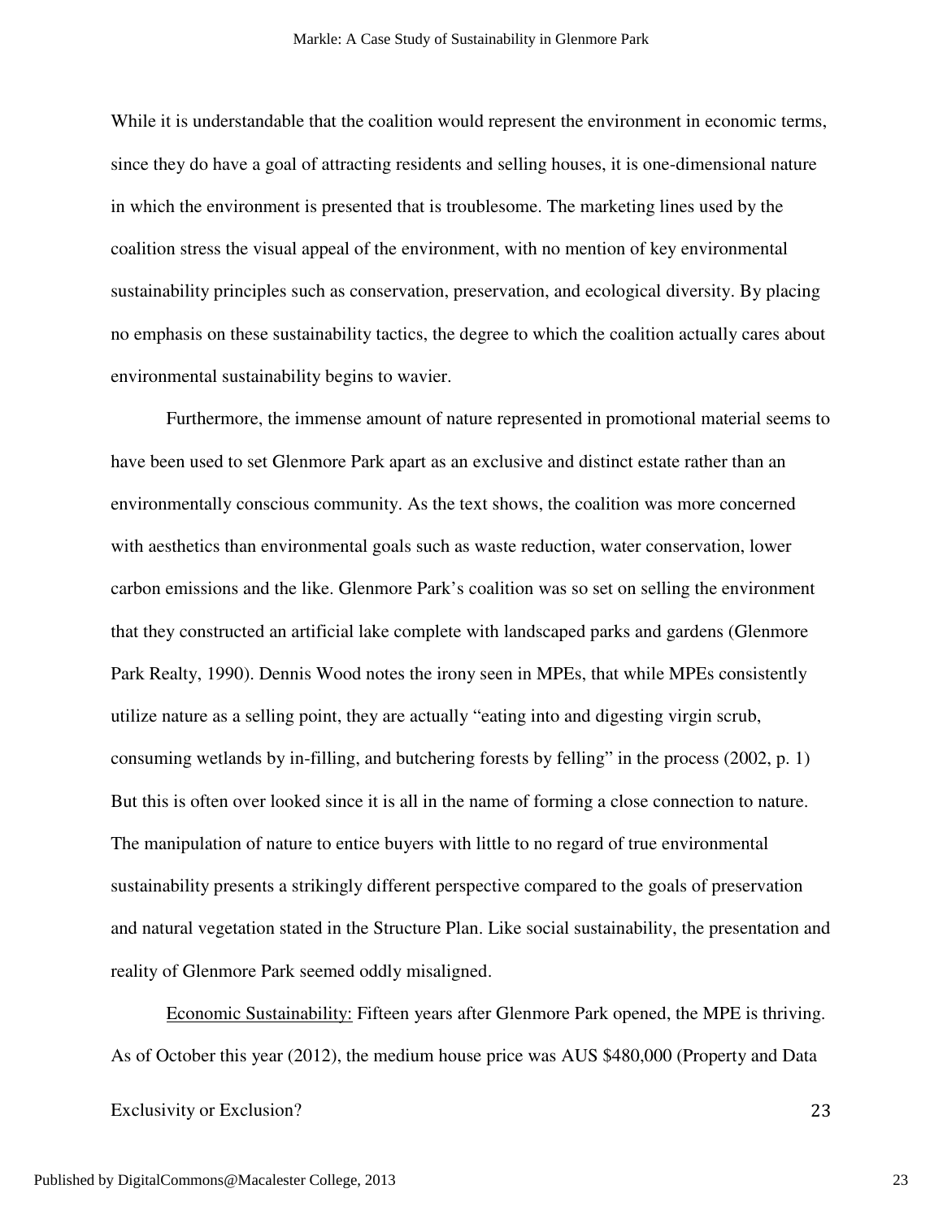While it is understandable that the coalition would represent the environment in economic terms, since they do have a goal of attracting residents and selling houses, it is one-dimensional nature in which the environment is presented that is troublesome. The marketing lines used by the coalition stress the visual appeal of the environment, with no mention of key environmental sustainability principles such as conservation, preservation, and ecological diversity. By placing no emphasis on these sustainability tactics, the degree to which the coalition actually cares about environmental sustainability begins to wavier.

Furthermore, the immense amount of nature represented in promotional material seems to have been used to set Glenmore Park apart as an exclusive and distinct estate rather than an environmentally conscious community. As the text shows, the coalition was more concerned with aesthetics than environmental goals such as waste reduction, water conservation, lower carbon emissions and the like. Glenmore Park's coalition was so set on selling the environment that they constructed an artificial lake complete with landscaped parks and gardens (Glenmore Park Realty, 1990). Dennis Wood notes the irony seen in MPEs, that while MPEs consistently utilize nature as a selling point, they are actually "eating into and digesting virgin scrub, consuming wetlands by in-filling, and butchering forests by felling" in the process (2002, p. 1) But this is often over looked since it is all in the name of forming a close connection to nature. The manipulation of nature to entice buyers with little to no regard of true environmental sustainability presents a strikingly different perspective compared to the goals of preservation and natural vegetation stated in the Structure Plan. Like social sustainability, the presentation and reality of Glenmore Park seemed oddly misaligned.

<u>Economic Sustainability:</u> Fifteen years after Glenmore Park opened, the MPE is thriving. As of October this year (2012), the medium house price was AUS $480,000 (Property and Data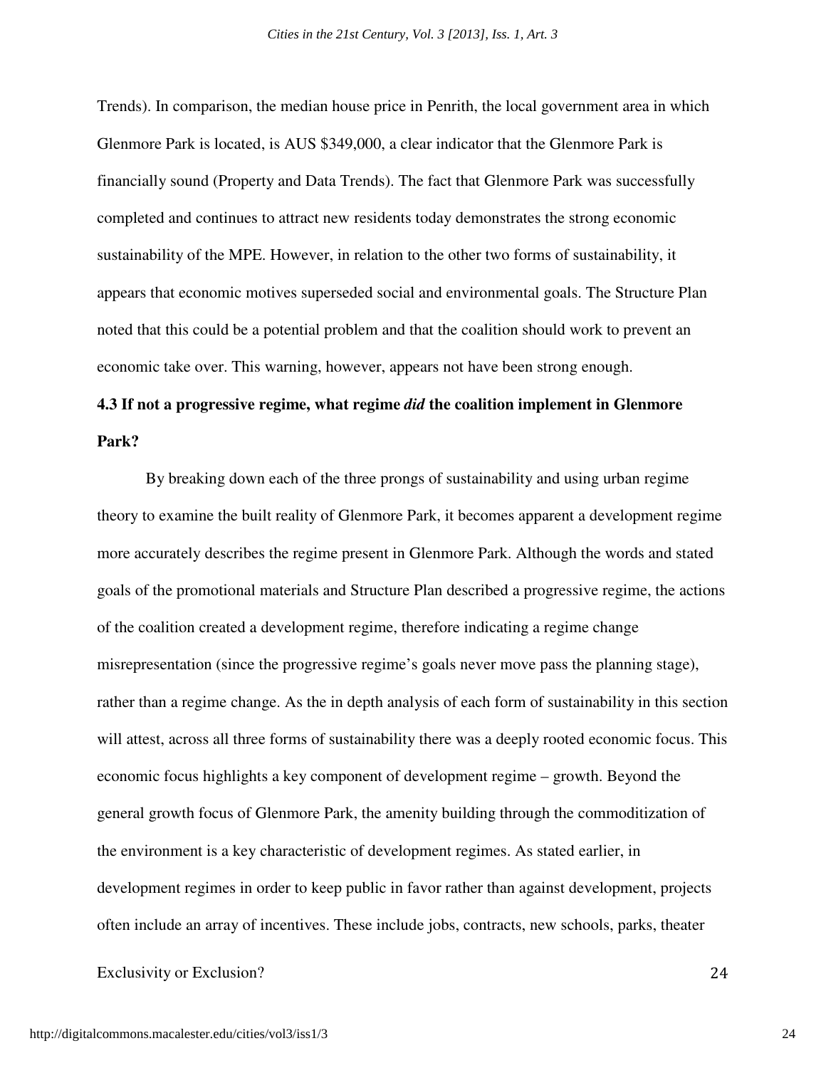Trends). In comparison, the median house price in Penrith, the local government area in which Glenmore Park is located, is AUS $349,000, a clear indicator that the Glenmore Park is financially sound (Property and Data Trends). The fact that Glenmore Park was successfully completed and continues to attract new residents today demonstrates the strong economic sustainability of the MPE. However, in relation to the other two forms of sustainability, it appears that economic motives superseded social and environmental goals. The Structure Plan noted that this could be a potential problem and that the coalition should work to prevent an economic take over. This warning, however, appears not have been strong enough.

### 4.3 If not a progressive regime, what regime *did* the coalition implement in Glenmore Park?

By breaking down each of the three prongs of sustainability and using urban regime theory to examine the built reality of Glenmore Park, it becomes apparent a development regime more accurately describes the regime present in Glenmore Park. Although the words and stated goals of the promotional materials and Structure Plan described a progressive regime, the actions of the coalition created a development regime, therefore indicating a regime change misrepresentation (since the progressive regime's goals never move pass the planning stage), rather than a regime change. As the in depth analysis of each form of sustainability in this section will attest, across all three forms of sustainability there was a deeply rooted economic focus. This economic focus highlights a key component of development regime – growth. Beyond the general growth focus of Glenmore Park, the amenity building through the commoditization of the environment is a key characteristic of development regimes. As stated earlier, in development regimes in order to keep public in favor rather than against development, projects often include an array of incentives. These include jobs, contracts, new schools, parks, theater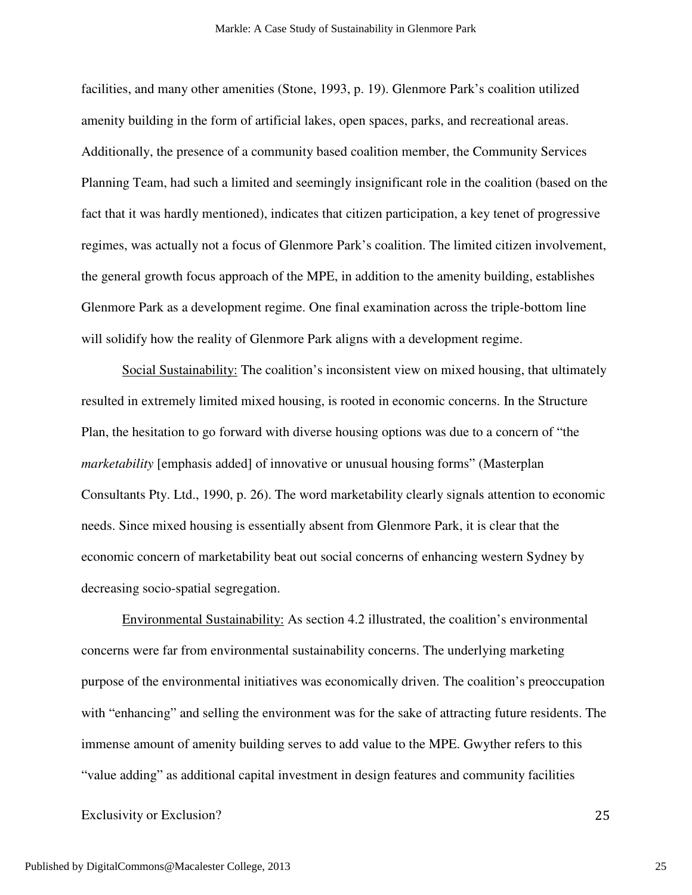facilities, and many other amenities (Stone, 1993, p. 19). Glenmore Park's coalition utilized amenity building in the form of artificial lakes, open spaces, parks, and recreational areas. Additionally, the presence of a community based coalition member, the Community Services Planning Team, had such a limited and seemingly insignificant role in the coalition (based on the fact that it was hardly mentioned), indicates that citizen participation, a key tenet of progressive regimes, was actually not a focus of Glenmore Park's coalition. The limited citizen involvement, the general growth focus approach of the MPE, in addition to the amenity building, establishes Glenmore Park as a development regime. One final examination across the triple-bottom line will solidify how the reality of Glenmore Park aligns with a development regime.

<u>Social Sustainability:</u> The coalition's inconsistent view on mixed housing, that ultimately resulted in extremely limited mixed housing, is rooted in economic concerns. In the Structure Plan, the hesitation to go forward with diverse housing options was due to a concern of "the *marketability* [emphasis added] of innovative or unusual housing forms" (Masterplan Consultants Pty. Ltd., 1990, p. 26). The word marketability clearly signals attention to economic needs. Since mixed housing is essentially absent from Glenmore Park, it is clear that the economic concern of marketability beat out social concerns of enhancing western Sydney by decreasing socio-spatial segregation.

<u>Environmental Sustainability:</u> As section 4.2 illustrated, the coalition's environmental concerns were far from environmental sustainability concerns. The underlying marketing purpose of the environmental initiatives was economically driven. The coalition's preoccupation with "enhancing" and selling the environment was for the sake of attracting future residents. The immense amount of amenity building serves to add value to the MPE. Gwyther refers to this "value adding" as additional capital investment in design features and community facilities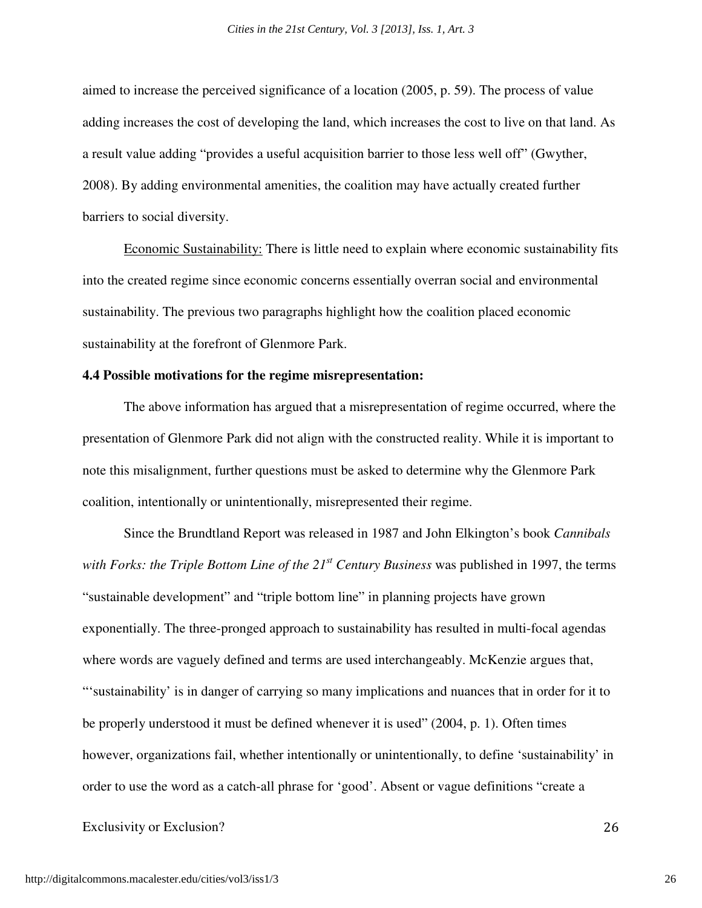aimed to increase the perceived significance of a location (2005, p. 59). The process of value adding increases the cost of developing the land, which increases the cost to live on that land. As a result value adding "provides a useful acquisition barrier to those less well off" (Gwyther, 2008). By adding environmental amenities, the coalition may have actually created further barriers to social diversity.

Economic Sustainability: There is little need to explain where economic sustainability fits into the created regime since economic concerns essentially overran social and environmental sustainability. The previous two paragraphs highlight how the coalition placed economic sustainability at the forefront of Glenmore Park.

**4.4 Possible motivations for the regime misrepresentation:**

The above information has argued that a misrepresentation of regime occurred, where the presentation of Glenmore Park did not align with the constructed reality. While it is important to note this misalignment, further questions must be asked to determine why the Glenmore Park coalition, intentionally or unintentionally, misrepresented their regime.

Since the Brundtland Report was released in 1987 and John Elkington's book *Cannibals with Forks: the Triple Bottom Line of the 21st Century Business* was published in 1997, the terms "sustainable development" and "triple bottom line" in planning projects have grown exponentially. The three-pronged approach to sustainability has resulted in multi-focal agendas where words are vaguely defined and terms are used interchangeably. McKenzie argues that, "'sustainability' is in danger of carrying so many implications and nuances that in order for it to be properly understood it must be defined whenever it is used" (2004, p. 1). Often times however, organizations fail, whether intentionally or unintentionally, to define 'sustainability' in order to use the word as a catch-all phrase for 'good'. Absent or vague definitions "create a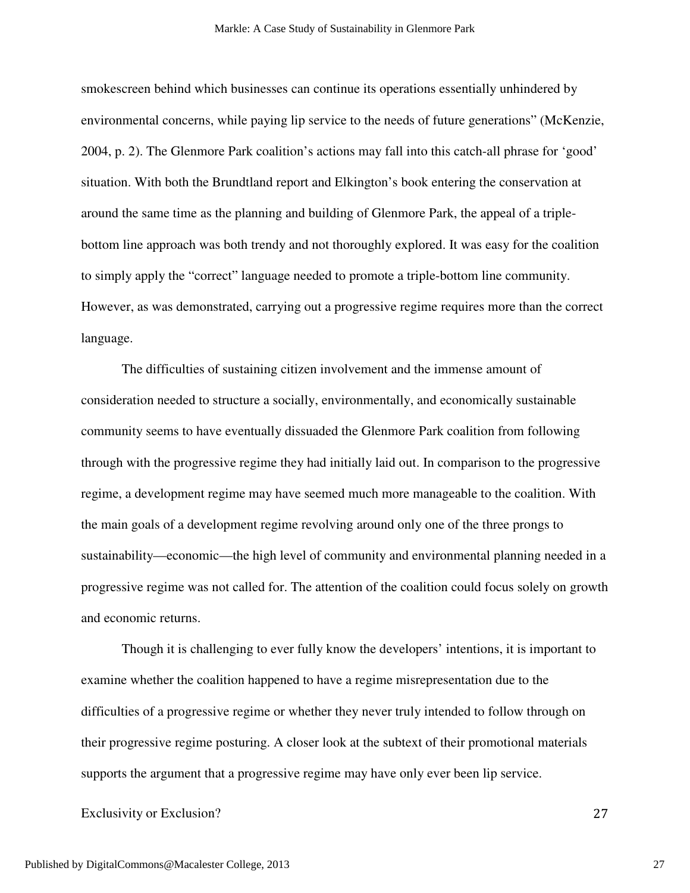smokescreen behind which businesses can continue its operations essentially unhindered by environmental concerns, while paying lip service to the needs of future generations" (McKenzie, 2004, p. 2). The Glenmore Park coalition's actions may fall into this catch-all phrase for 'good' situation. With both the Brundtland report and Elkington's book entering the conservation at around the same time as the planning and building of Glenmore Park, the appeal of a triple-bottom line approach was both trendy and not thoroughly explored. It was easy for the coalition to simply apply the "correct" language needed to promote a triple-bottom line community. However, as was demonstrated, carrying out a progressive regime requires more than the correct language.

The difficulties of sustaining citizen involvement and the immense amount of consideration needed to structure a socially, environmentally, and economically sustainable community seems to have eventually dissuaded the Glenmore Park coalition from following through with the progressive regime they had initially laid out. In comparison to the progressive regime, a development regime may have seemed much more manageable to the coalition. With the main goals of a development regime revolving around only one of the three prongs to sustainability—economic—the high level of community and environmental planning needed in a progressive regime was not called for. The attention of the coalition could focus solely on growth and economic returns.

Though it is challenging to ever fully know the developers' intentions, it is important to examine whether the coalition happened to have a regime misrepresentation due to the difficulties of a progressive regime or whether they never truly intended to follow through on their progressive regime posturing. A closer look at the subtext of their promotional materials supports the argument that a progressive regime may have only ever been lip service.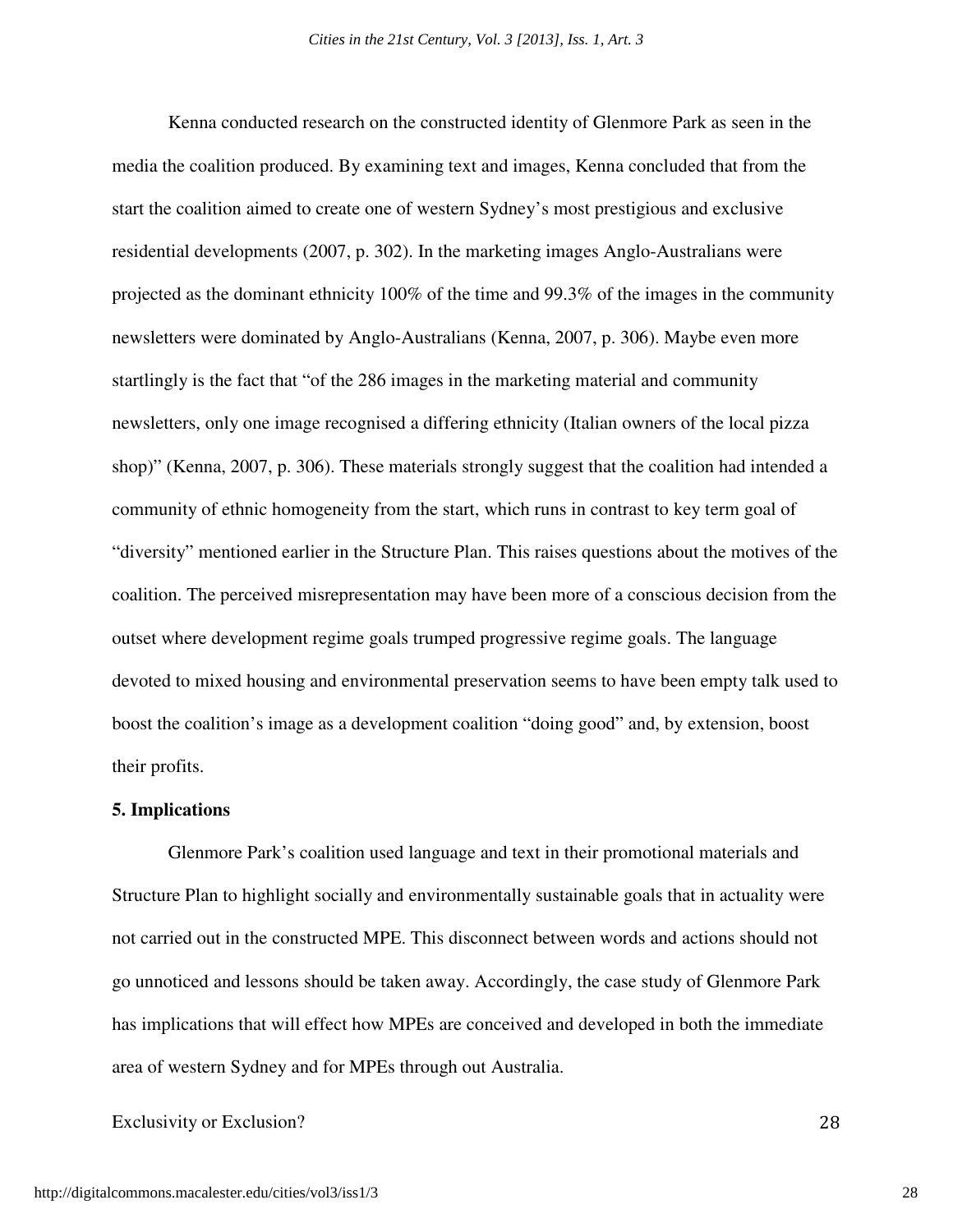Kenna conducted research on the constructed identity of Glenmore Park as seen in the media the coalition produced. By examining text and images, Kenna concluded that from the start the coalition aimed to create one of western Sydney's most prestigious and exclusive residential developments (2007, p. 302). In the marketing images Anglo-Australians were projected as the dominant ethnicity 100% of the time and 99.3% of the images in the community newsletters were dominated by Anglo-Australians (Kenna, 2007, p. 306). Maybe even more startlingly is the fact that "of the 286 images in the marketing material and community newsletters, only one image recognised a differing ethnicity (Italian owners of the local pizza shop)" (Kenna, 2007, p. 306). These materials strongly suggest that the coalition had intended a community of ethnic homogeneity from the start, which runs in contrast to key term goal of "diversity" mentioned earlier in the Structure Plan. This raises questions about the motives of the coalition. The perceived misrepresentation may have been more of a conscious decision from the outset where development regime goals trumped progressive regime goals. The language devoted to mixed housing and environmental preservation seems to have been empty talk used to boost the coalition's image as a development coalition "doing good" and, by extension, boost their profits.

**5. Implications**

Glenmore Park's coalition used language and text in their promotional materials and Structure Plan to highlight socially and environmentally sustainable goals that in actuality were not carried out in the constructed MPE. This disconnect between words and actions should not go unnoticed and lessons should be taken away. Accordingly, the case study of Glenmore Park has implications that will effect how MPEs are conceived and developed in both the immediate area of western Sydney and for MPEs through out Australia.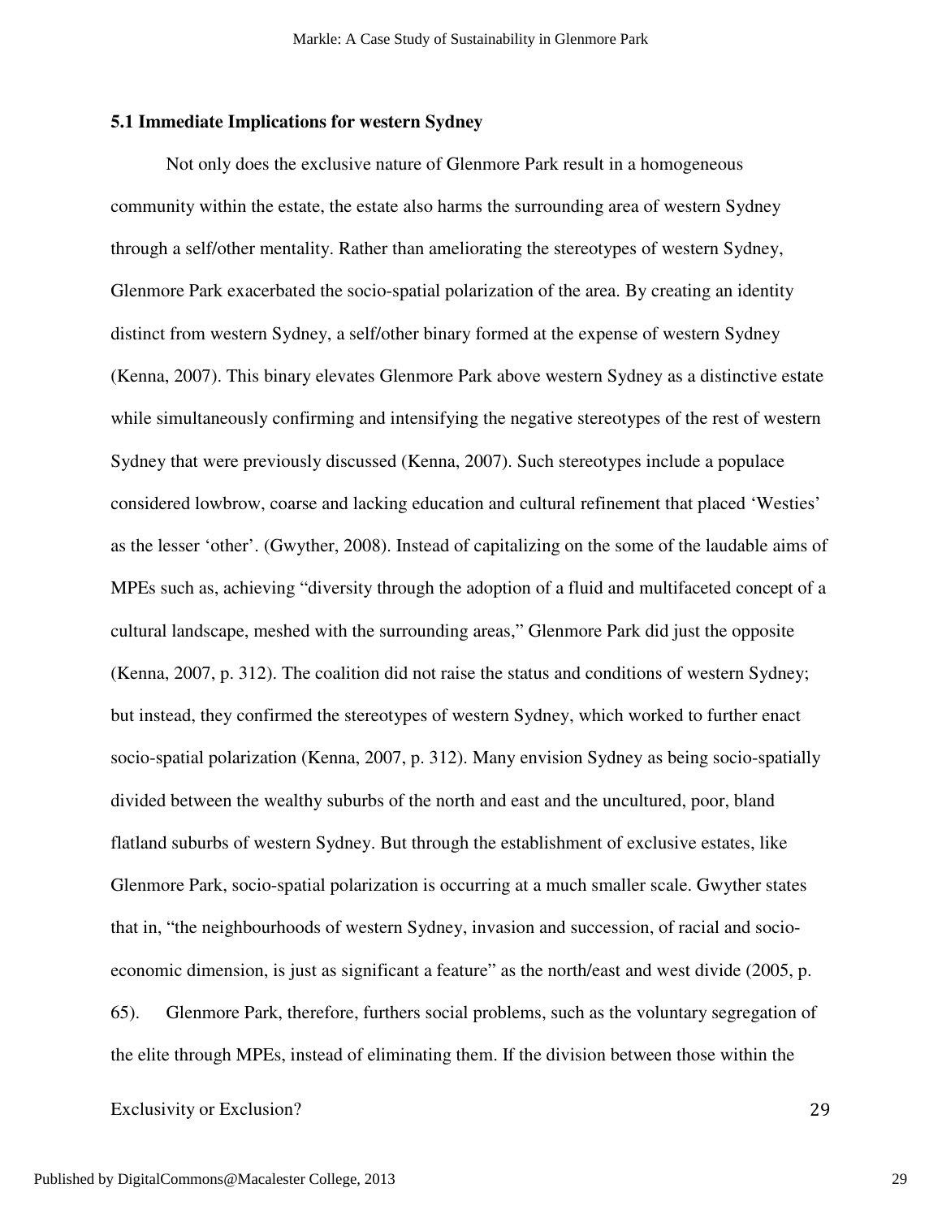### 5.1 Immediate Implications for western Sydney

Not only does the exclusive nature of Glenmore Park result in a homogeneous community within the estate, the estate also harms the surrounding area of western Sydney through a self/other mentality. Rather than ameliorating the stereotypes of western Sydney, Glenmore Park exacerbated the socio-spatial polarization of the area. By creating an identity distinct from western Sydney, a self/other binary formed at the expense of western Sydney (Kenna, 2007). This binary elevates Glenmore Park above western Sydney as a distinctive estate while simultaneously confirming and intensifying the negative stereotypes of the rest of western Sydney that were previously discussed (Kenna, 2007). Such stereotypes include a populace considered lowbrow, coarse and lacking education and cultural refinement that placed 'Westies' as the lesser 'other'. (Gwyther, 2008). Instead of capitalizing on the some of the laudable aims of MPEs such as, achieving "diversity through the adoption of a fluid and multifaceted concept of a cultural landscape, meshed with the surrounding areas," Glenmore Park did just the opposite (Kenna, 2007, p. 312). The coalition did not raise the status and conditions of western Sydney; but instead, they confirmed the stereotypes of western Sydney, which worked to further enact socio-spatial polarization (Kenna, 2007, p. 312). Many envision Sydney as being socio-spatially divided between the wealthy suburbs of the north and east and the uncultured, poor, bland flatland suburbs of western Sydney. But through the establishment of exclusive estates, like Glenmore Park, socio-spatial polarization is occurring at a much smaller scale. Gwyther states that in, "the neighbourhoods of western Sydney, invasion and succession, of racial and socio-economic dimension, is just as significant a feature" as the north/east and west divide (2005, p. 65). Glenmore Park, therefore, furthers social problems, such as the voluntary segregation of the elite through MPEs, instead of eliminating them. If the division between those within the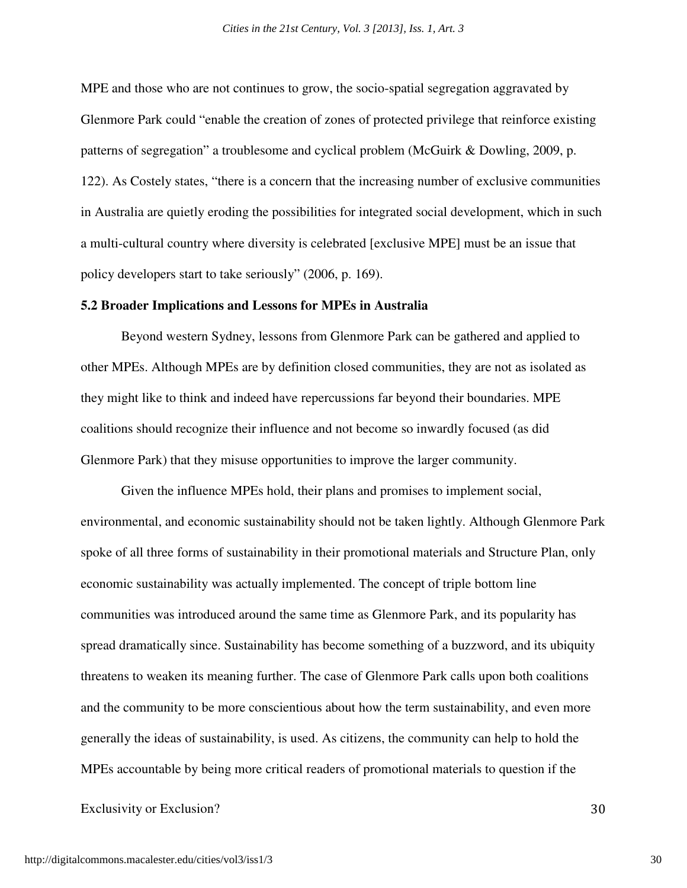MPE and those who are not continues to grow, the socio-spatial segregation aggravated by Glenmore Park could "enable the creation of zones of protected privilege that reinforce existing patterns of segregation" a troublesome and cyclical problem (McGuirk & Dowling, 2009, p. 122). As Costely states, "there is a concern that the increasing number of exclusive communities in Australia are quietly eroding the possibilities for integrated social development, which in such a multi-cultural country where diversity is celebrated [exclusive MPE] must be an issue that policy developers start to take seriously" (2006, p. 169).

**5.2 Broader Implications and Lessons for MPEs in Australia**

Beyond western Sydney, lessons from Glenmore Park can be gathered and applied to other MPEs. Although MPEs are by definition closed communities, they are not as isolated as they might like to think and indeed have repercussions far beyond their boundaries. MPE coalitions should recognize their influence and not become so inwardly focused (as did Glenmore Park) that they misuse opportunities to improve the larger community.

Given the influence MPEs hold, their plans and promises to implement social, environmental, and economic sustainability should not be taken lightly. Although Glenmore Park spoke of all three forms of sustainability in their promotional materials and Structure Plan, only economic sustainability was actually implemented. The concept of triple bottom line communities was introduced around the same time as Glenmore Park, and its popularity has spread dramatically since. Sustainability has become something of a buzzword, and its ubiquity threatens to weaken its meaning further. The case of Glenmore Park calls upon both coalitions and the community to be more conscientious about how the term sustainability, and even more generally the ideas of sustainability, is used. As citizens, the community can help to hold the MPEs accountable by being more critical readers of promotional materials to question if the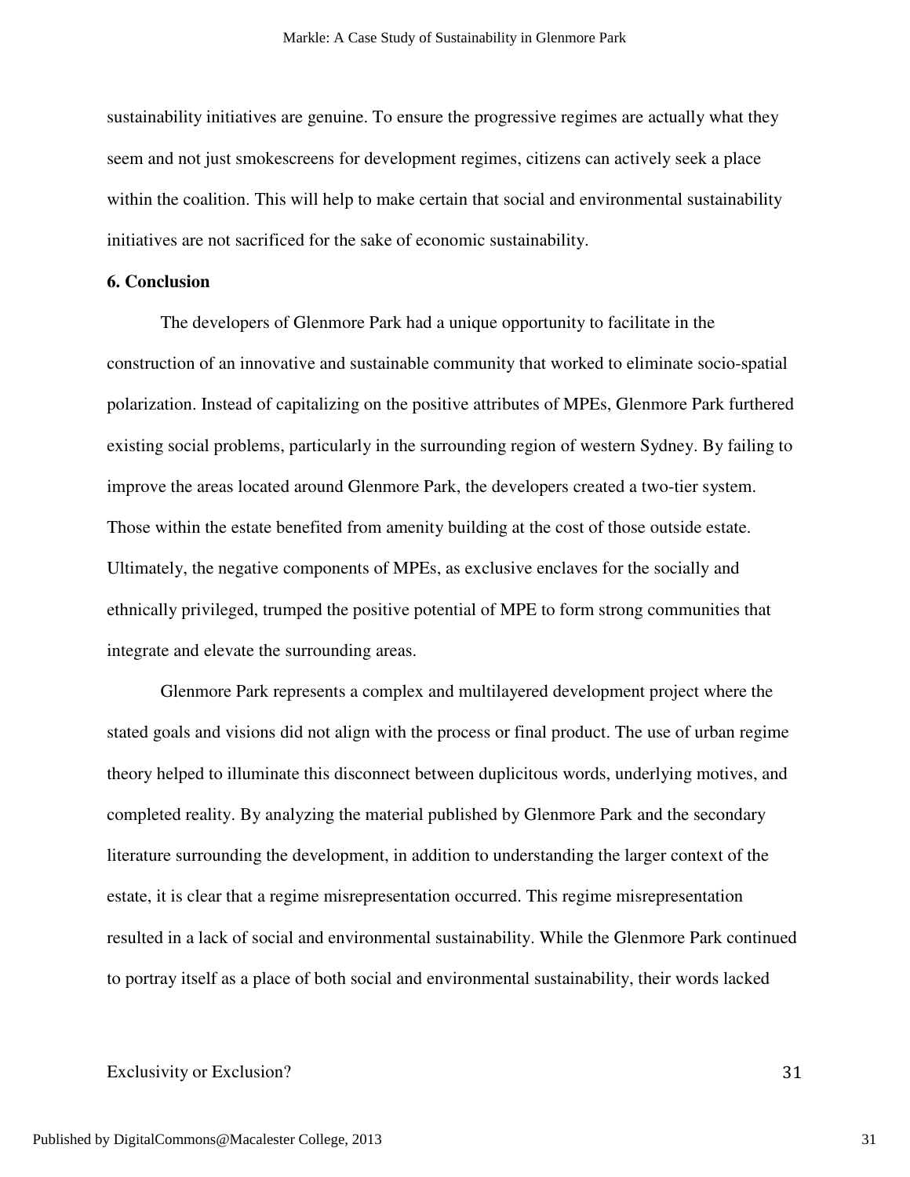sustainability initiatives are genuine. To ensure the progressive regimes are actually what they seem and not just smokescreens for development regimes, citizens can actively seek a place within the coalition. This will help to make certain that social and environmental sustainability initiatives are not sacrificed for the sake of economic sustainability.

**6. Conclusion**

The developers of Glenmore Park had a unique opportunity to facilitate in the construction of an innovative and sustainable community that worked to eliminate socio-spatial polarization. Instead of capitalizing on the positive attributes of MPEs, Glenmore Park furthered existing social problems, particularly in the surrounding region of western Sydney. By failing to improve the areas located around Glenmore Park, the developers created a two-tier system. Those within the estate benefited from amenity building at the cost of those outside estate. Ultimately, the negative components of MPEs, as exclusive enclaves for the socially and ethnically privileged, trumped the positive potential of MPE to form strong communities that integrate and elevate the surrounding areas.

Glenmore Park represents a complex and multilayered development project where the stated goals and visions did not align with the process or final product. The use of urban regime theory helped to illuminate this disconnect between duplicitous words, underlying motives, and completed reality. By analyzing the material published by Glenmore Park and the secondary literature surrounding the development, in addition to understanding the larger context of the estate, it is clear that a regime misrepresentation occurred. This regime misrepresentation resulted in a lack of social and environmental sustainability. While the Glenmore Park continued to portray itself as a place of both social and environmental sustainability, their words lacked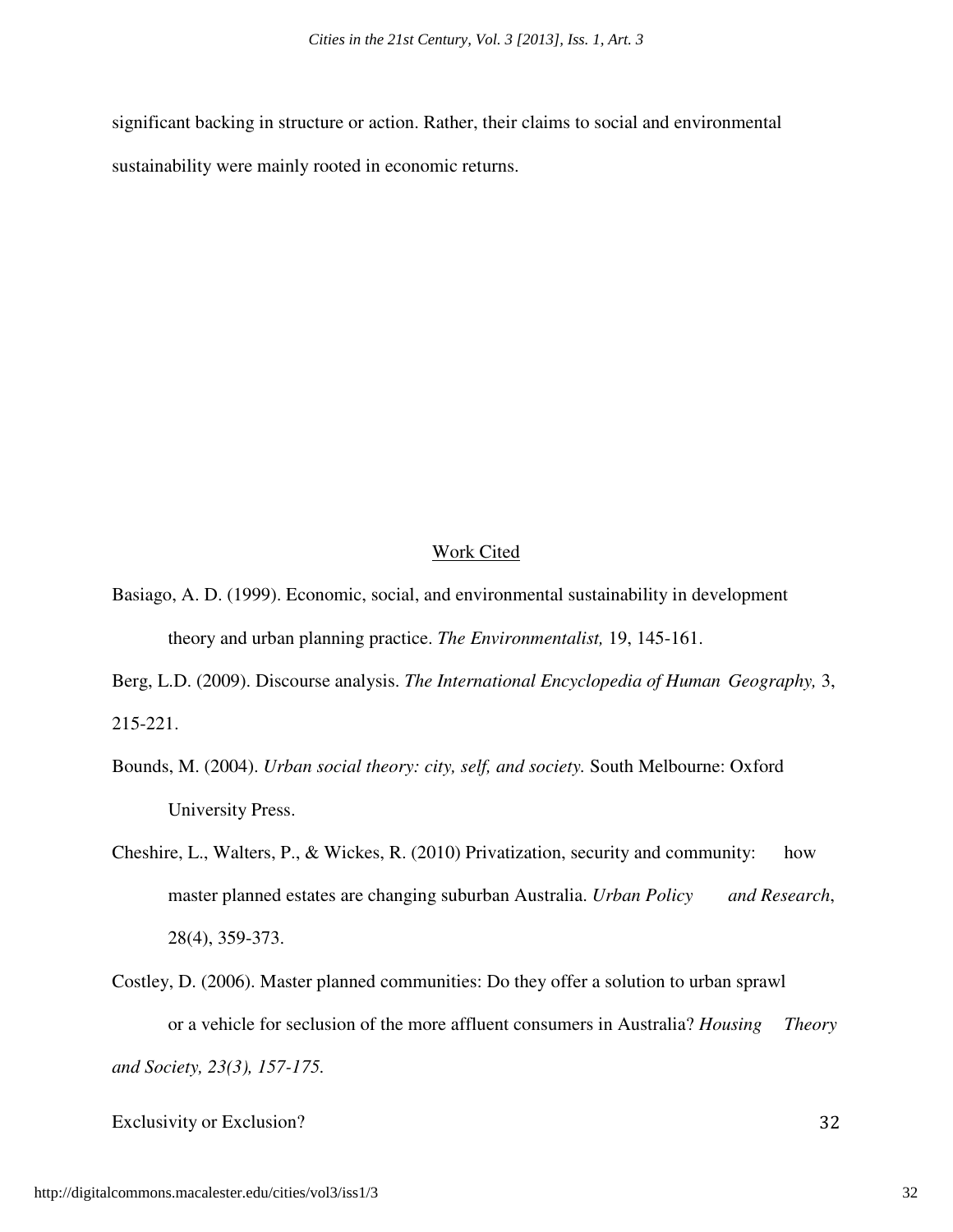significant backing in structure or action. Rather, their claims to social and environmental sustainability were mainly rooted in economic returns.

## Work Cited

Basiago, A. D. (1999). Economic, social, and environmental sustainability in development theory and urban planning practice. *The Environmentalist,* 19, 145-161.

Berg, L.D. (2009). Discourse analysis. *The International Encyclopedia of Human Geography,* 3, 215-221.

Bounds, M. (2004). *Urban social theory: city, self, and society.* South Melbourne: Oxford University Press.

Cheshire, L., Walters, P., & Wickes, R. (2010) Privatization, security and community: how master planned estates are changing suburban Australia. *Urban Policy and Research*, 28(4), 359-373.

Costley, D. (2006). Master planned communities: Do they offer a solution to urban sprawl or a vehicle for seclusion of the more affluent consumers in Australia? *Housing Theory and Society, 23(3), 157-175.*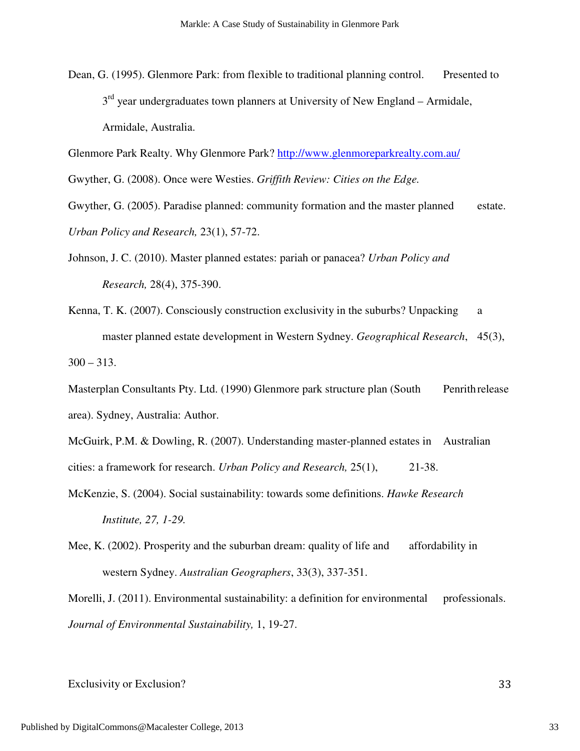Dean, G. (1995). Glenmore Park: from flexible to traditional planning control. Presented to 3rd year undergraduates town planners at University of New England – Armidale, Armidale, Australia.

Glenmore Park Realty. Why Glenmore Park? http://www.glenmoreparkrealty.com.au/

Gwyther, G. (2008). Once were Westies. *Griffith Review: Cities on the Edge.*

Gwyther, G. (2005). Paradise planned: community formation and the master planned estate. *Urban Policy and Research,* 23(1), 57-72.

Johnson, J. C. (2010). Master planned estates: pariah or panacea? *Urban Policy and Research,* 28(4), 375-390.

Kenna, T. K. (2007). Consciously construction exclusivity in the suburbs? Unpacking a master planned estate development in Western Sydney. *Geographical Research*, 45(3), 300 – 313.

Masterplan Consultants Pty. Ltd. (1990) Glenmore park structure plan (South Penrith release area). Sydney, Australia: Author.

McGuirk, P.M. & Dowling, R. (2007). Understanding master-planned estates in Australian cities: a framework for research. *Urban Policy and Research,* 25(1), 21-38.

McKenzie, S. (2004). Social sustainability: towards some definitions. *Hawke Research Institute, 27, 1-29.*

Mee, K. (2002). Prosperity and the suburban dream: quality of life and affordability in western Sydney. *Australian Geographers*, 33(3), 337-351.

Morelli, J. (2011). Environmental sustainability: a definition for environmental professionals. *Journal of Environmental Sustainability,* 1, 19-27.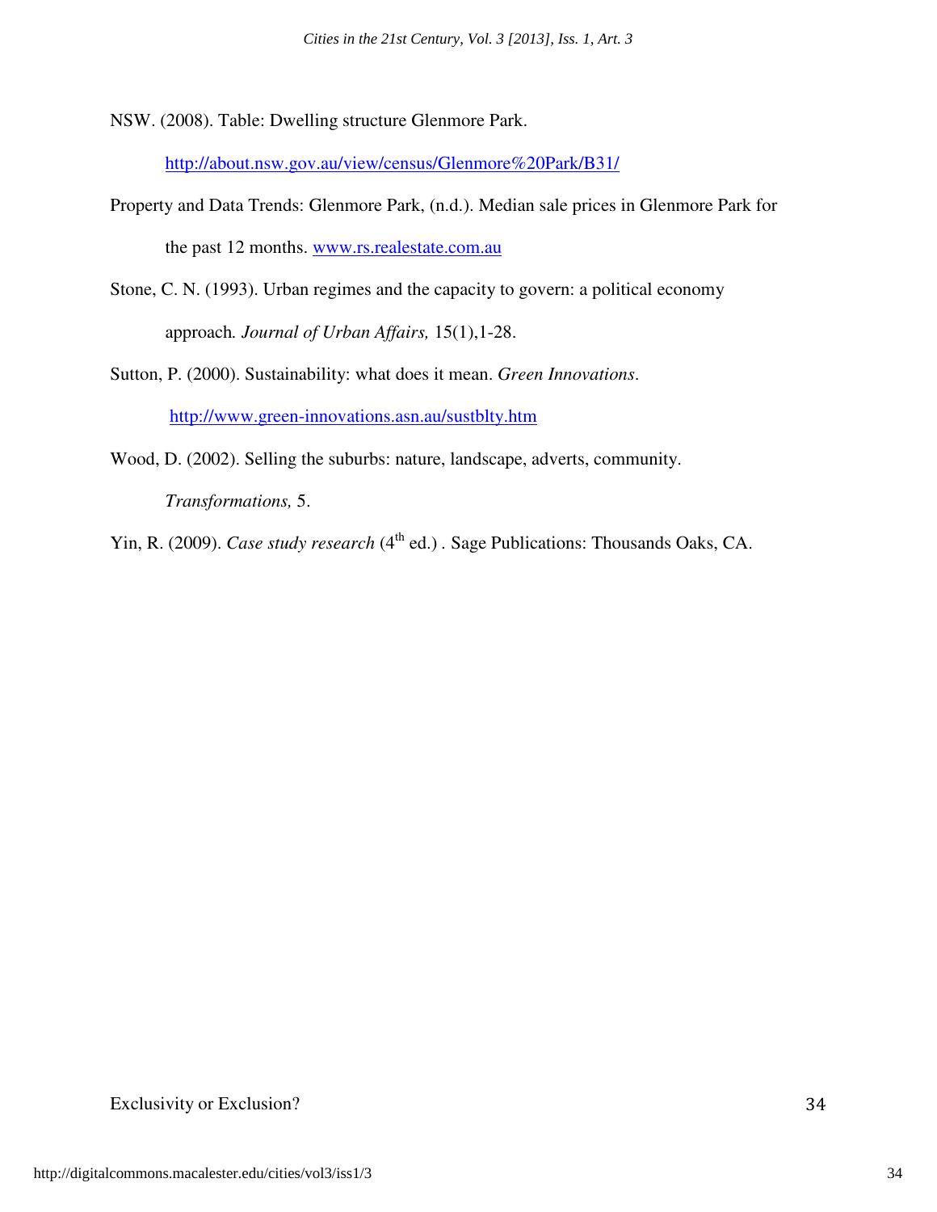NSW. (2008). Table: Dwelling structure Glenmore Park.

http://about.nsw.gov.au/view/census/Glenmore%20Park/B31/

Property and Data Trends: Glenmore Park, (n.d.). Median sale prices in Glenmore Park for the past 12 months. www.rs.realestate.com.au

Stone, C. N. (1993). Urban regimes and the capacity to govern: a political economy approach. *Journal of Urban Affairs,* 15(1),1-28.

Sutton, P. (2000). Sustainability: what does it mean. *Green Innovations*.

http://www.green-innovations.asn.au/sustblty.htm

Wood, D. (2002). Selling the suburbs: nature, landscape, adverts, community. *Transformations,* 5.

Yin, R. (2009). *Case study research* (4th ed.) . Sage Publications: Thousands Oaks, CA.